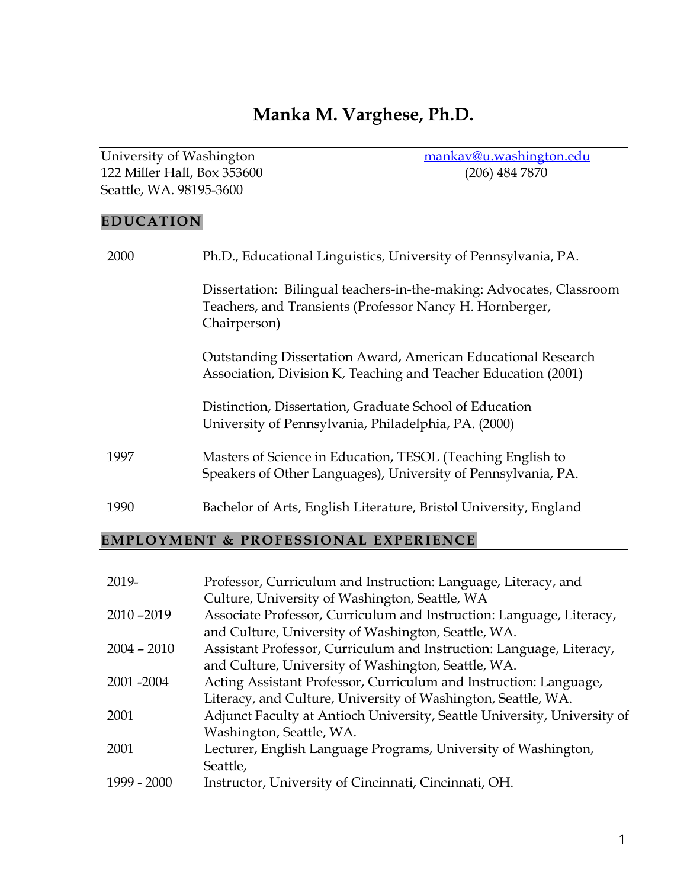# Manka M. Varghese, Ph.D.

University of Washington
122 Miller Hall, Box 353600
Seattle, WA. 98195-3600

mankav@u.washington.edu
(206) 484 7870

## EDUCATION

| | |
|---|---|
| 2000 | Ph.D., Educational Linguistics, University of Pennsylvania, PA. |
| | Dissertation: Bilingual teachers-in-the-making: Advocates, Classroom Teachers, and Transients (Professor Nancy H. Hornberger, Chairperson) |
| | Outstanding Dissertation Award, American Educational Research Association, Division K, Teaching and Teacher Education (2001) |
| | Distinction, Dissertation, Graduate School of Education University of Pennsylvania, Philadelphia, PA. (2000) |
| 1997 | Masters of Science in Education, TESOL (Teaching English to Speakers of Other Languages), University of Pennsylvania, PA. |
| 1990 | Bachelor of Arts, English Literature, Bristol University, England |

## EMPLOYMENT & PROFESSIONAL EXPERIENCE

| | |
|---|---|
| 2019- | Professor, Curriculum and Instruction: Language, Literacy, and Culture, University of Washington, Seattle, WA |
| 2010 –2019 | Associate Professor, Curriculum and Instruction: Language, Literacy, and Culture, University of Washington, Seattle, WA. |
| 2004 – 2010 | Assistant Professor, Curriculum and Instruction: Language, Literacy, and Culture, University of Washington, Seattle, WA. |
| 2001 -2004 | Acting Assistant Professor, Curriculum and Instruction: Language, Literacy, and Culture, University of Washington, Seattle, WA. |
| 2001 | Adjunct Faculty at Antioch University, Seattle University, University of Washington, Seattle, WA. |
| 2001 | Lecturer, English Language Programs, University of Washington, Seattle, |
| 1999 - 2000 | Instructor, University of Cincinnati, Cincinnati, OH. |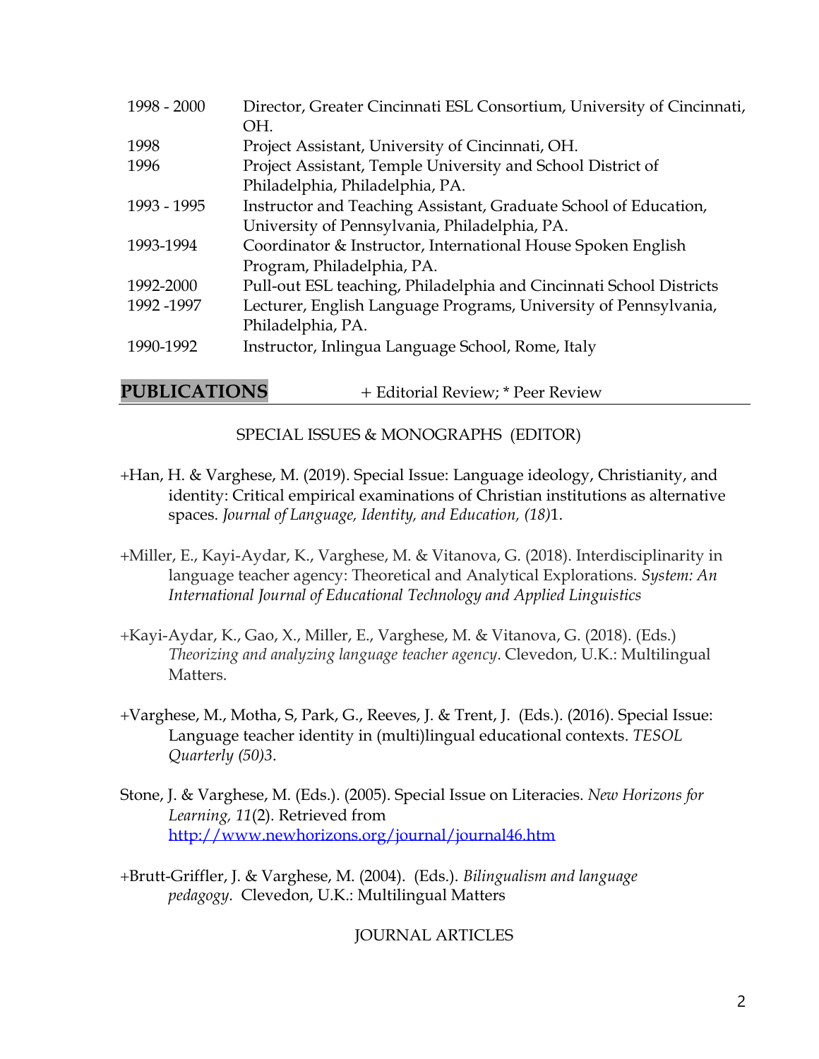| | |
|---|---|
| 1998 - 2000 | Director, Greater Cincinnati ESL Consortium, University of Cincinnati, OH. |
| 1998 | Project Assistant, University of Cincinnati, OH. |
| 1996 | Project Assistant, Temple University and School District of Philadelphia, Philadelphia, PA. |
| 1993 - 1995 | Instructor and Teaching Assistant, Graduate School of Education, University of Pennsylvania, Philadelphia, PA. |
| 1993-1994 | Coordinator & Instructor, International House Spoken English Program, Philadelphia, PA. |
| 1992-2000 | Pull-out ESL teaching, Philadelphia and Cincinnati School Districts |
| 1992 -1997 | Lecturer, English Language Programs, University of Pennsylvania, Philadelphia, PA. |
| 1990-1992 | Instructor, Inlingua Language School, Rome, Italy |

## PUBLICATIONS

+ Editorial Review; * Peer Review

### SPECIAL ISSUES & MONOGRAPHS (EDITOR)

+Han, H. & Varghese, M. (2019). Special Issue: Language ideology, Christianity, and identity: Critical empirical examinations of Christian institutions as alternative spaces. *Journal of Language, Identity, and Education, (18)*1.

+Miller, E., Kayi-Aydar, K., Varghese, M. & Vitanova, G. (2018). Interdisciplinarity in language teacher agency: Theoretical and Analytical Explorations. *System: An International Journal of Educational Technology and Applied Linguistics*

+Kayi-Aydar, K., Gao, X., Miller, E., Varghese, M. & Vitanova, G. (2018). (Eds.) *Theorizing and analyzing language teacher agency*. Clevedon, U.K.: Multilingual Matters.

+Varghese, M., Motha, S, Park, G., Reeves, J. & Trent, J. (Eds.). (2016). Special Issue: Language teacher identity in (multi)lingual educational contexts. *TESOL Quarterly (50)3*.

Stone, J. & Varghese, M. (Eds.). (2005). Special Issue on Literacies. *New Horizons for Learning, 11*(2). Retrieved from http://www.newhorizons.org/journal/journal46.htm

+Brutt-Griffler, J. & Varghese, M. (2004). (Eds.). *Bilingualism and language pedagogy*. Clevedon, U.K.: Multilingual Matters

### JOURNAL ARTICLES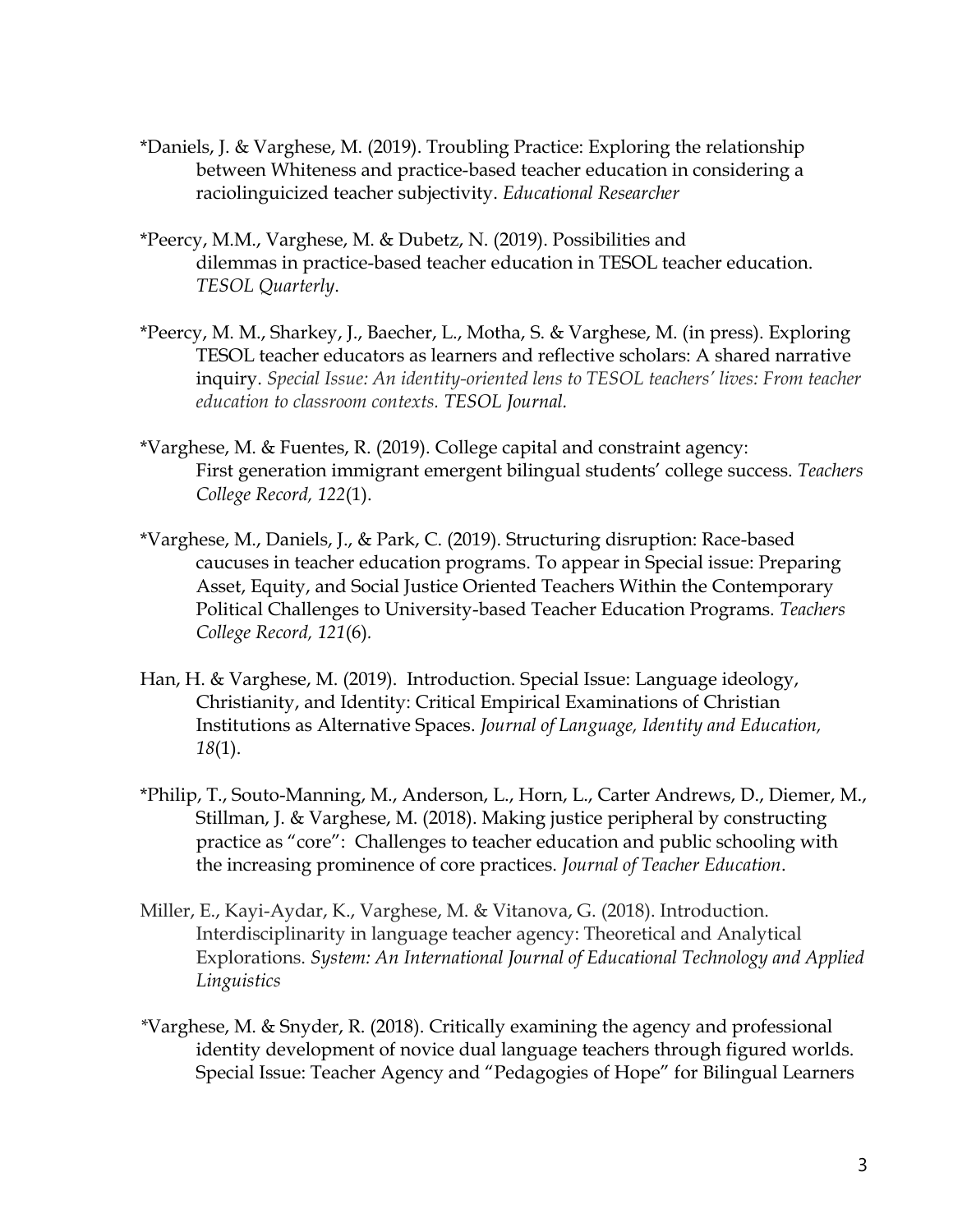*Daniels, J. & Varghese, M. (2019). Troubling Practice: Exploring the relationship between Whiteness and practice-based teacher education in considering a raciolinguicized teacher subjectivity. *Educational Researcher*

*Peercy, M.M., Varghese, M. & Dubetz, N. (2019). Possibilities and dilemmas in practice-based teacher education in TESOL teacher education. *TESOL Quarterly*.

*Peercy, M. M., Sharkey, J., Baecher, L., Motha, S. & Varghese, M. (in press). Exploring TESOL teacher educators as learners and reflective scholars: A shared narrative inquiry. *Special Issue: An identity-oriented lens to TESOL teachers' lives: From teacher education to classroom contexts. TESOL Journal.*

*Varghese, M. & Fuentes, R. (2019). College capital and constraint agency: First generation immigrant emergent bilingual students' college success. *Teachers College Record, 122*(1).

*Varghese, M., Daniels, J., & Park, C. (2019). Structuring disruption: Race-based caucuses in teacher education programs. To appear in Special issue: Preparing Asset, Equity, and Social Justice Oriented Teachers Within the Contemporary Political Challenges to University-based Teacher Education Programs. *Teachers College Record, 121*(6).

Han, H. & Varghese, M. (2019). Introduction. Special Issue: Language ideology, Christianity, and Identity: Critical Empirical Examinations of Christian Institutions as Alternative Spaces. *Journal of Language, Identity and Education, 18*(1).

*Philip, T., Souto-Manning, M., Anderson, L., Horn, L., Carter Andrews, D., Diemer, M., Stillman, J. & Varghese, M. (2018). Making justice peripheral by constructing practice as "core": Challenges to teacher education and public schooling with the increasing prominence of core practices. *Journal of Teacher Education*.

Miller, E., Kayi-Aydar, K., Varghese, M. & Vitanova, G. (2018). Introduction. Interdisciplinarity in language teacher agency: Theoretical and Analytical Explorations. *System: An International Journal of Educational Technology and Applied Linguistics*

*Varghese, M. & Snyder, R. (2018). Critically examining the agency and professional identity development of novice dual language teachers through figured worlds. Special Issue: Teacher Agency and "Pedagogies of Hope" for Bilingual Learners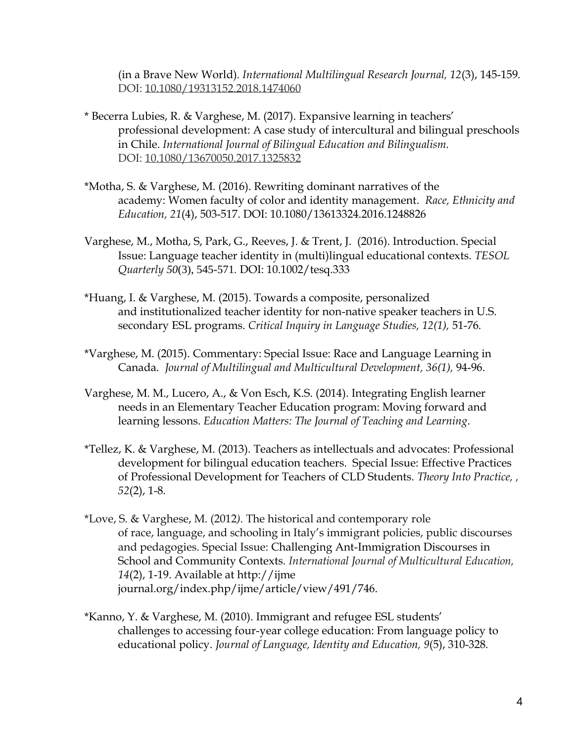(in a Brave New World). *International Multilingual Research Journal, 12*(3), 145-159. DOI: 10.1080/19313152.2018.1474060

* Becerra Lubies, R. & Varghese, M. (2017). Expansive learning in teachers' professional development: A case study of intercultural and bilingual preschools in Chile. *International Journal of Bilingual Education and Bilingualism*. DOI: 10.1080/13670050.2017.1325832

*Motha, S. & Varghese, M. (2016). Rewriting dominant narratives of the academy: Women faculty of color and identity management. *Race, Ethnicity and Education, 21*(4), 503-517. DOI: 10.1080/13613324.2016.1248826

Varghese, M., Motha, S, Park, G., Reeves, J. & Trent, J. (2016). Introduction. Special Issue: Language teacher identity in (multi)lingual educational contexts. *TESOL Quarterly 50*(3), 545-571. DOI: 10.1002/tesq.333

*Huang, I. & Varghese, M. (2015). Towards a composite, personalized and institutionalized teacher identity for non-native speaker teachers in U.S. secondary ESL programs. *Critical Inquiry in Language Studies, 12(1),* 51-76.

*Varghese, M. (2015). Commentary: Special Issue: Race and Language Learning in Canada. *Journal of Multilingual and Multicultural Development, 36(1),* 94-96.

Varghese, M. M., Lucero, A., & Von Esch, K.S. (2014). Integrating English learner needs in an Elementary Teacher Education program: Moving forward and learning lessons. *Education Matters: The Journal of Teaching and Learning*.

*Tellez, K. & Varghese, M. (2013). Teachers as intellectuals and advocates: Professional development for bilingual education teachers. Special Issue: Effective Practices of Professional Development for Teachers of CLD Students. *Theory Into Practice, , 52*(2), 1-8.

*Love, S. & Varghese, M. (2012). The historical and contemporary role of race, language, and schooling in Italy's immigrant policies, public discourses and pedagogies. Special Issue: Challenging Ant-Immigration Discourses in School and Community Contexts. *International Journal of Multicultural Education, 14*(2), 1-19. Available at http://ijme journal.org/index.php/ijme/article/view/491/746.

*Kanno, Y. & Varghese, M. (2010). Immigrant and refugee ESL students' challenges to accessing four-year college education: From language policy to educational policy. *Journal of Language, Identity and Education, 9*(5), 310-328.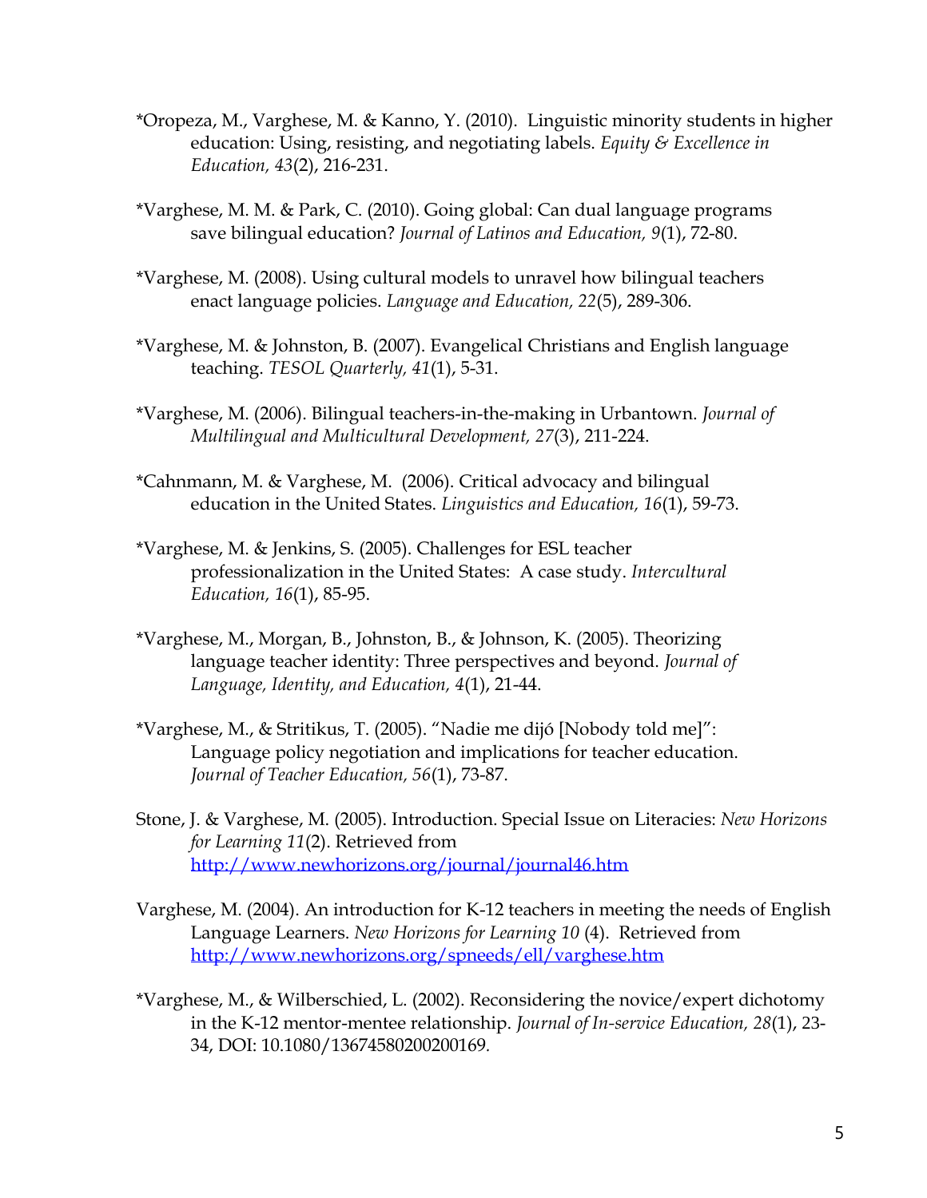*Oropeza, M., Varghese, M. & Kanno, Y. (2010). Linguistic minority students in higher education: Using, resisting, and negotiating labels. *Equity & Excellence in Education, 43*(2), 216-231.

*Varghese, M. M. & Park, C. (2010). Going global: Can dual language programs save bilingual education? *Journal of Latinos and Education, 9*(1), 72-80.

*Varghese, M. (2008). Using cultural models to unravel how bilingual teachers enact language policies. *Language and Education, 22*(5), 289-306.

*Varghese, M. & Johnston, B. (2007). Evangelical Christians and English language teaching. *TESOL Quarterly, 41*(1), 5-31.

*Varghese, M. (2006). Bilingual teachers-in-the-making in Urbantown. *Journal of Multilingual and Multicultural Development, 27*(3), 211-224.

*Cahnmann, M. & Varghese, M. (2006). Critical advocacy and bilingual education in the United States. *Linguistics and Education, 16*(1), 59-73.

*Varghese, M. & Jenkins, S. (2005). Challenges for ESL teacher professionalization in the United States: A case study. *Intercultural Education, 16*(1), 85-95.

*Varghese, M., Morgan, B., Johnston, B., & Johnson, K. (2005). Theorizing language teacher identity: Three perspectives and beyond. *Journal of Language, Identity, and Education, 4*(1), 21-44.

*Varghese, M., & Stritikus, T. (2005). "Nadie me dijó [Nobody told me]": Language policy negotiation and implications for teacher education. *Journal of Teacher Education, 56*(1), 73-87.

Stone, J. & Varghese, M. (2005). Introduction. Special Issue on Literacies: *New Horizons for Learning 11*(2). Retrieved from http://www.newhorizons.org/journal/journal46.htm

Varghese, M. (2004). An introduction for K-12 teachers in meeting the needs of English Language Learners. *New Horizons for Learning 10* (4). Retrieved from http://www.newhorizons.org/spneeds/ell/varghese.htm

*Varghese, M., & Wilberschied, L. (2002). Reconsidering the novice/expert dichotomy in the K-12 mentor-mentee relationship. *Journal of In-service Education, 28*(1), 23-34, DOI: 10.1080/13674580200200169.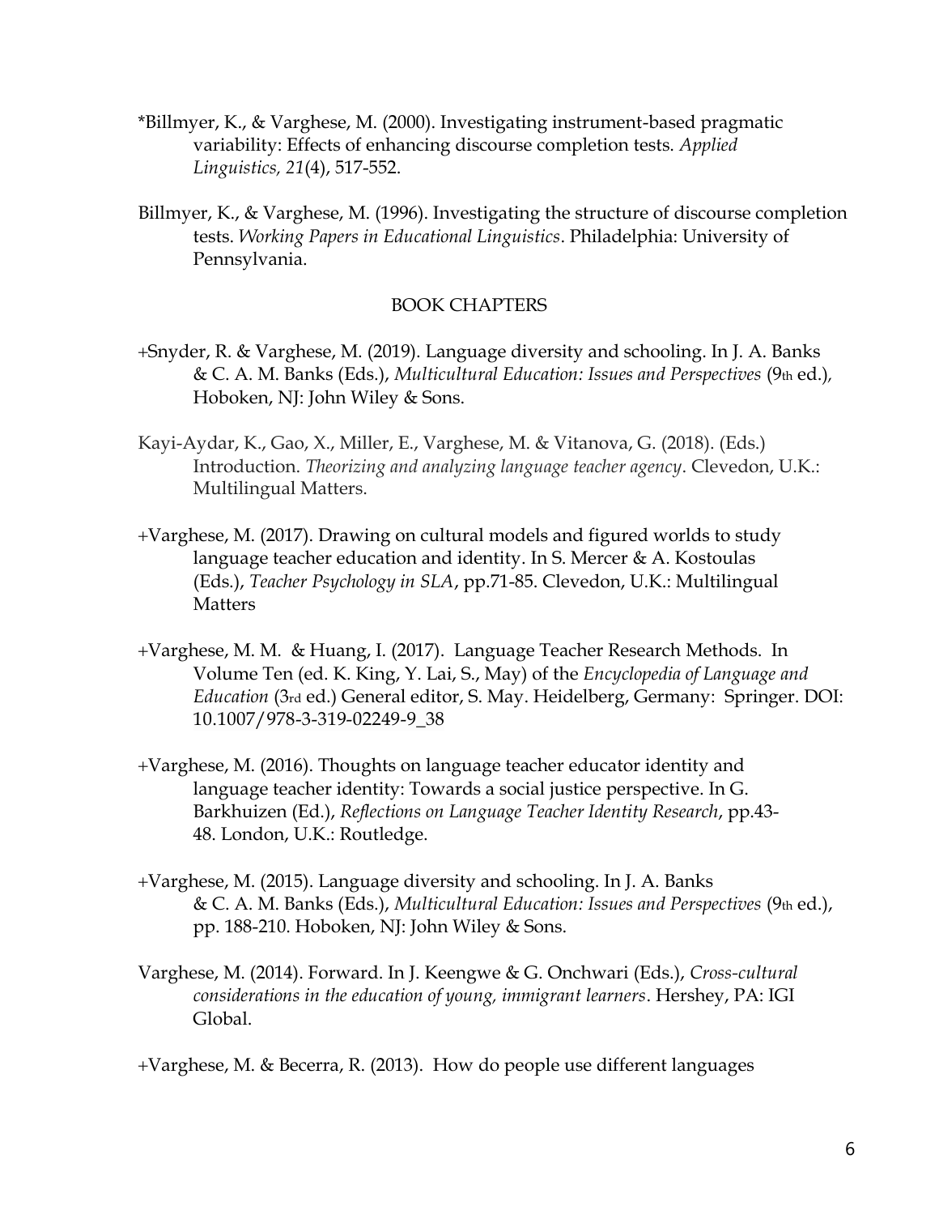*Billmyer, K., & Varghese, M. (2000). Investigating instrument-based pragmatic variability: Effects of enhancing discourse completion tests. *Applied Linguistics, 21*(4), 517-552.

Billmyer, K., & Varghese, M. (1996). Investigating the structure of discourse completion tests. *Working Papers in Educational Linguistics*. Philadelphia: University of Pennsylvania.

## BOOK CHAPTERS

+Snyder, R. & Varghese, M. (2019). Language diversity and schooling. In J. A. Banks & C. A. M. Banks (Eds.), *Multicultural Education: Issues and Perspectives* (9th ed.), Hoboken, NJ: John Wiley & Sons.

Kayi-Aydar, K., Gao, X., Miller, E., Varghese, M. & Vitanova, G. (2018). (Eds.) Introduction. *Theorizing and analyzing language teacher agency*. Clevedon, U.K.: Multilingual Matters.

+Varghese, M. (2017). Drawing on cultural models and figured worlds to study language teacher education and identity. In S. Mercer & A. Kostoulas (Eds.), *Teacher Psychology in SLA*, pp.71-85. Clevedon, U.K.: Multilingual Matters

+Varghese, M. M. & Huang, I. (2017). Language Teacher Research Methods. In Volume Ten (ed. K. King, Y. Lai, S., May) of the *Encyclopedia of Language and Education* (3rd ed.) General editor, S. May. Heidelberg, Germany: Springer. DOI: 10.1007/978-3-319-02249-9_38

+Varghese, M. (2016). Thoughts on language teacher educator identity and language teacher identity: Towards a social justice perspective. In G. Barkhuizen (Ed.), *Reflections on Language Teacher Identity Research*, pp.43-48. London, U.K.: Routledge.

+Varghese, M. (2015). Language diversity and schooling. In J. A. Banks & C. A. M. Banks (Eds.), *Multicultural Education: Issues and Perspectives* (9th ed.), pp. 188-210. Hoboken, NJ: John Wiley & Sons.

Varghese, M. (2014). Forward. In J. Keengwe & G. Onchwari (Eds.), *Cross-cultural considerations in the education of young, immigrant learners*. Hershey, PA: IGI Global.

+Varghese, M. & Becerra, R. (2013). How do people use different languages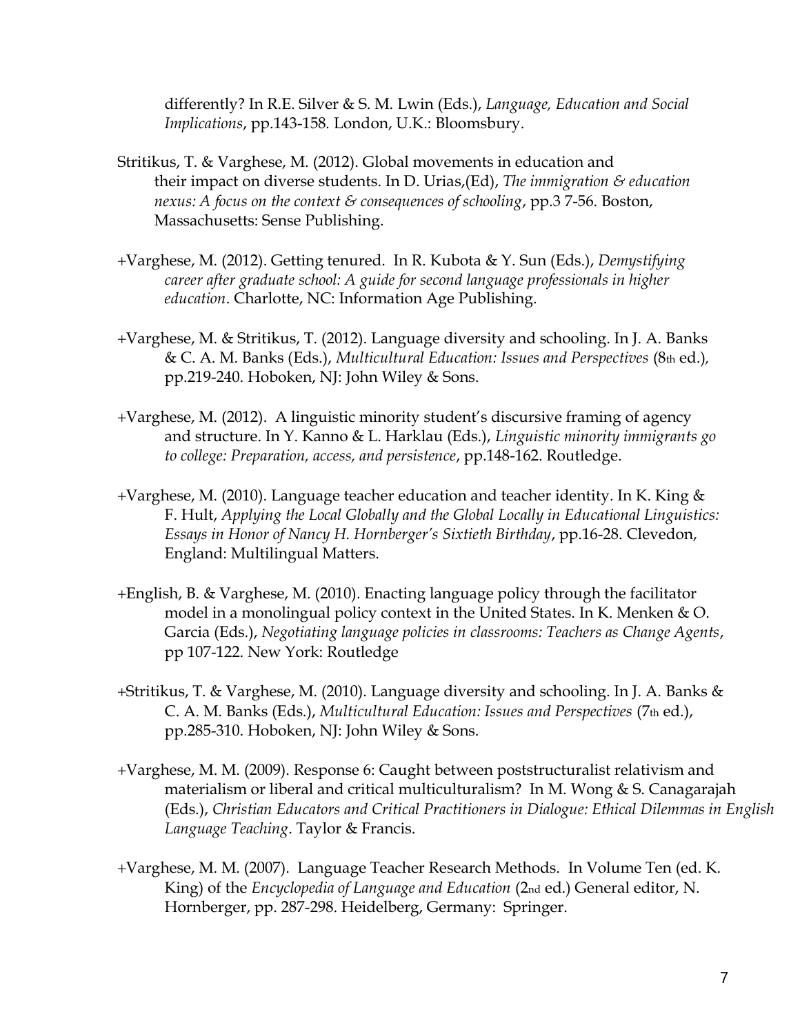differently? In R.E. Silver & S. M. Lwin (Eds.), *Language, Education and Social Implications*, pp.143-158. London, U.K.: Bloomsbury.

Stritikus, T. & Varghese, M. (2012). Global movements in education and their impact on diverse students. In D. Urias,(Ed), *The immigration & education nexus: A focus on the context & consequences of schooling*, pp.3 7-56. Boston, Massachusetts: Sense Publishing.

+Varghese, M. (2012). Getting tenured. In R. Kubota & Y. Sun (Eds.), *Demystifying career after graduate school: A guide for second language professionals in higher education*. Charlotte, NC: Information Age Publishing.

+Varghese, M. & Stritikus, T. (2012). Language diversity and schooling. In J. A. Banks & C. A. M. Banks (Eds.), *Multicultural Education: Issues and Perspectives* (8th ed.), pp.219-240. Hoboken, NJ: John Wiley & Sons.

+Varghese, M. (2012). A linguistic minority student's discursive framing of agency and structure. In Y. Kanno & L. Harklau (Eds.), *Linguistic minority immigrants go to college: Preparation, access, and persistence*, pp.148-162. Routledge.

+Varghese, M. (2010). Language teacher education and teacher identity. In K. King & F. Hult, *Applying the Local Globally and the Global Locally in Educational Linguistics: Essays in Honor of Nancy H. Hornberger's Sixtieth Birthday*, pp.16-28. Clevedon, England: Multilingual Matters.

+English, B. & Varghese, M. (2010). Enacting language policy through the facilitator model in a monolingual policy context in the United States. In K. Menken & O. Garcia (Eds.), *Negotiating language policies in classrooms: Teachers as Change Agents*, pp 107-122. New York: Routledge

+Stritikus, T. & Varghese, M. (2010). Language diversity and schooling. In J. A. Banks & C. A. M. Banks (Eds.), *Multicultural Education: Issues and Perspectives* (7th ed.), pp.285-310. Hoboken, NJ: John Wiley & Sons.

+Varghese, M. M. (2009). Response 6: Caught between poststructuralist relativism and materialism or liberal and critical multiculturalism? In M. Wong & S. Canagarajah (Eds.), *Christian Educators and Critical Practitioners in Dialogue: Ethical Dilemmas in English Language Teaching*. Taylor & Francis.

+Varghese, M. M. (2007). Language Teacher Research Methods. In Volume Ten (ed. K. King) of the *Encyclopedia of Language and Education* (2nd ed.) General editor, N. Hornberger, pp. 287-298. Heidelberg, Germany: Springer.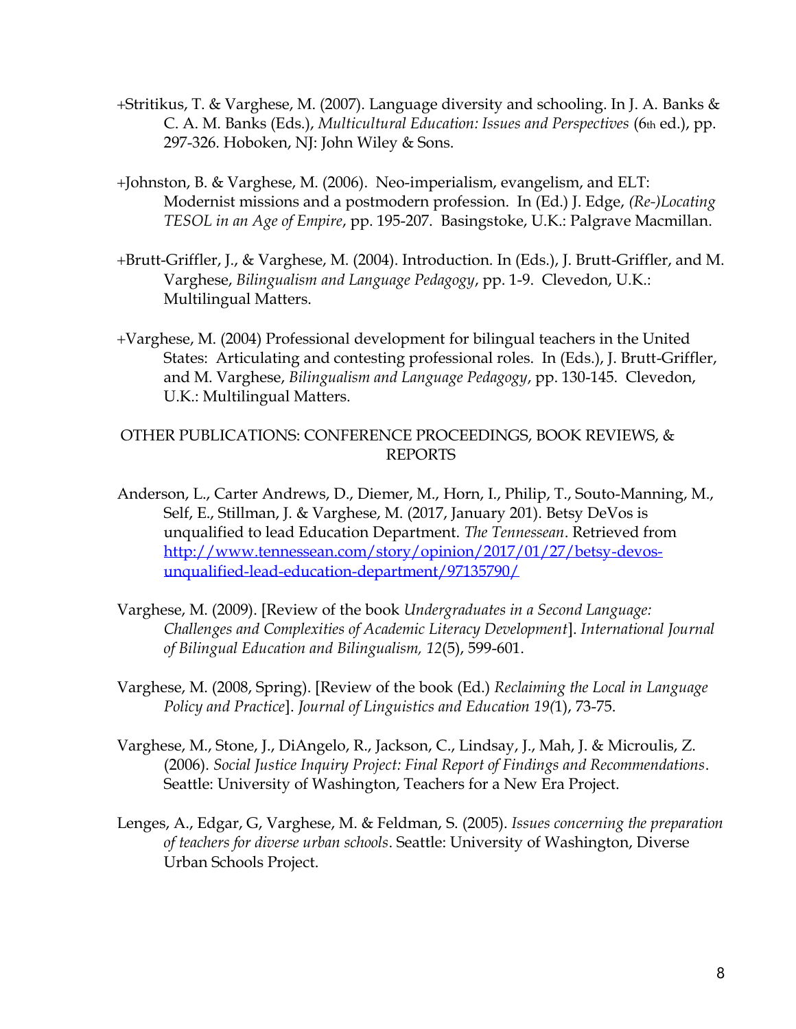+Stritikus, T. & Varghese, M. (2007). Language diversity and schooling. In J. A. Banks & C. A. M. Banks (Eds.), *Multicultural Education: Issues and Perspectives* (6th ed.), pp. 297-326. Hoboken, NJ: John Wiley & Sons.

+Johnston, B. & Varghese, M. (2006). Neo-imperialism, evangelism, and ELT: Modernist missions and a postmodern profession. In (Ed.) J. Edge, *(Re-)Locating TESOL in an Age of Empire*, pp. 195-207. Basingstoke, U.K.: Palgrave Macmillan.

+Brutt-Griffler, J., & Varghese, M. (2004). Introduction. In (Eds.), J. Brutt-Griffler, and M. Varghese, *Bilingualism and Language Pedagogy*, pp. 1-9. Clevedon, U.K.: Multilingual Matters.

+Varghese, M. (2004) Professional development for bilingual teachers in the United States: Articulating and contesting professional roles. In (Eds.), J. Brutt-Griffler, and M. Varghese, *Bilingualism and Language Pedagogy*, pp. 130-145. Clevedon, U.K.: Multilingual Matters.

## OTHER PUBLICATIONS: CONFERENCE PROCEEDINGS, BOOK REVIEWS, & REPORTS

Anderson, L., Carter Andrews, D., Diemer, M., Horn, I., Philip, T., Souto-Manning, M., Self, E., Stillman, J. & Varghese, M. (2017, January 201). Betsy DeVos is unqualified to lead Education Department. *The Tennessean*. Retrieved from [http://www.tennessean.com/story/opinion/2017/01/27/betsy-devos-unqualified-lead-education-department/97135790/](http://www.tennessean.com/story/opinion/2017/01/27/betsy-devos-unqualified-lead-education-department/97135790/)

Varghese, M. (2009). [Review of the book *Undergraduates in a Second Language: Challenges and Complexities of Academic Literacy Development*]. *International Journal of Bilingual Education and Bilingualism, 12*(5), 599-601.

Varghese, M. (2008, Spring). [Review of the book (Ed.) *Reclaiming the Local in Language Policy and Practice*]. *Journal of Linguistics and Education 19(*1), 73-75.

Varghese, M., Stone, J., DiAngelo, R., Jackson, C., Lindsay, J., Mah, J. & Microulis, Z. (2006). *Social Justice Inquiry Project: Final Report of Findings and Recommendations*. Seattle: University of Washington, Teachers for a New Era Project.

Lenges, A., Edgar, G, Varghese, M. & Feldman, S. (2005). *Issues concerning the preparation of teachers for diverse urban schools*. Seattle: University of Washington, Diverse Urban Schools Project.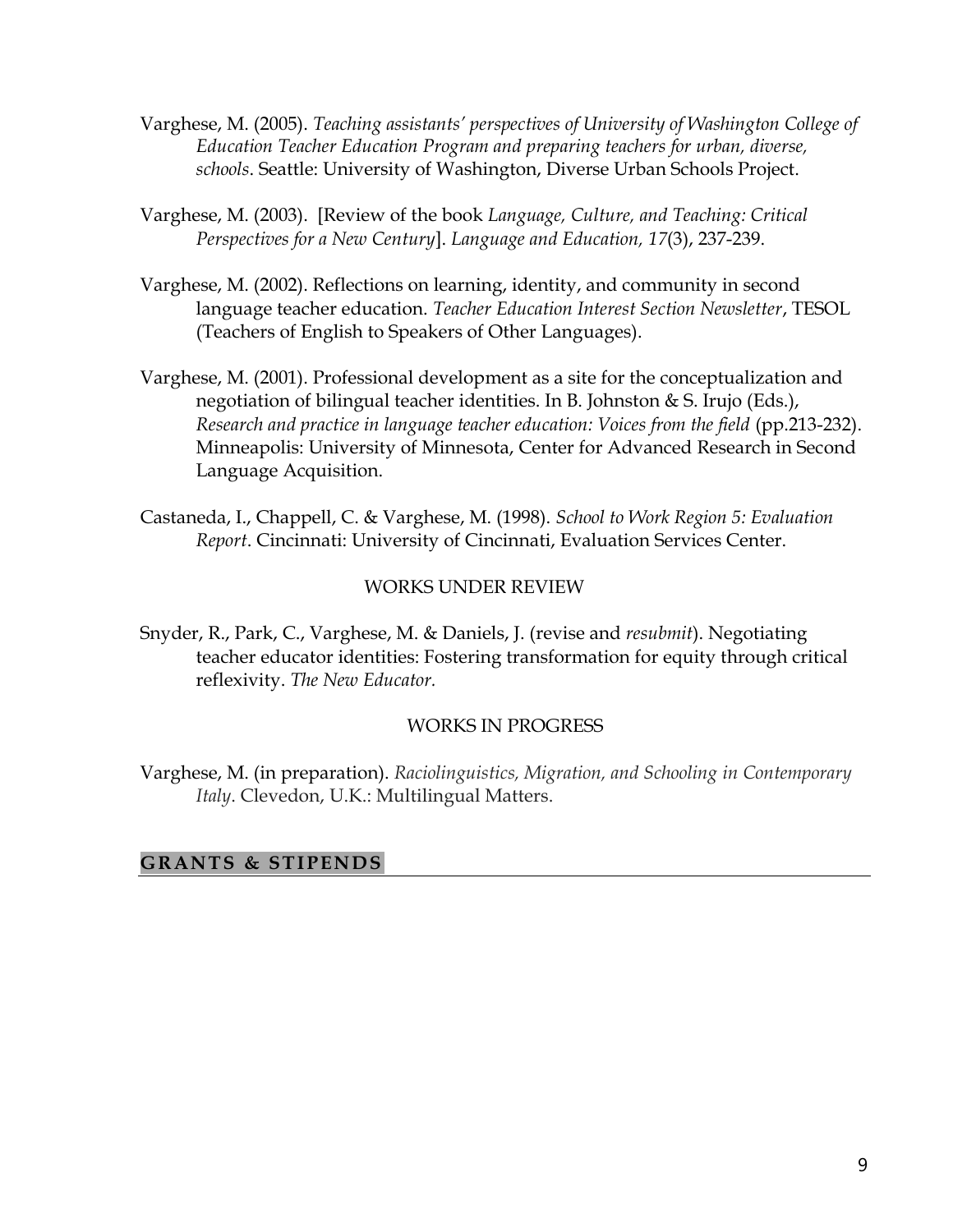Varghese, M. (2005). *Teaching assistants' perspectives of University of Washington College of Education Teacher Education Program and preparing teachers for urban, diverse, schools*. Seattle: University of Washington, Diverse Urban Schools Project.

Varghese, M. (2003). [Review of the book *Language, Culture, and Teaching: Critical Perspectives for a New Century*]. *Language and Education, 17*(3), 237-239.

Varghese, M. (2002). Reflections on learning, identity, and community in second language teacher education. *Teacher Education Interest Section Newsletter*, TESOL (Teachers of English to Speakers of Other Languages).

Varghese, M. (2001). Professional development as a site for the conceptualization and negotiation of bilingual teacher identities. In B. Johnston & S. Irujo (Eds.), *Research and practice in language teacher education: Voices from the field* (pp.213-232). Minneapolis: University of Minnesota, Center for Advanced Research in Second Language Acquisition.

Castaneda, I., Chappell, C. & Varghese, M. (1998). *School to Work Region 5: Evaluation Report*. Cincinnati: University of Cincinnati, Evaluation Services Center.

### WORKS UNDER REVIEW

Snyder, R., Park, C., Varghese, M. & Daniels, J. (revise and *resubmit*). Negotiating teacher educator identities: Fostering transformation for equity through critical reflexivity. *The New Educator.*

### WORKS IN PROGRESS

Varghese, M. (in preparation). *Raciolinguistics, Migration, and Schooling in Contemporary Italy*. Clevedon, U.K.: Multilingual Matters.

## GRANTS & STIPENDS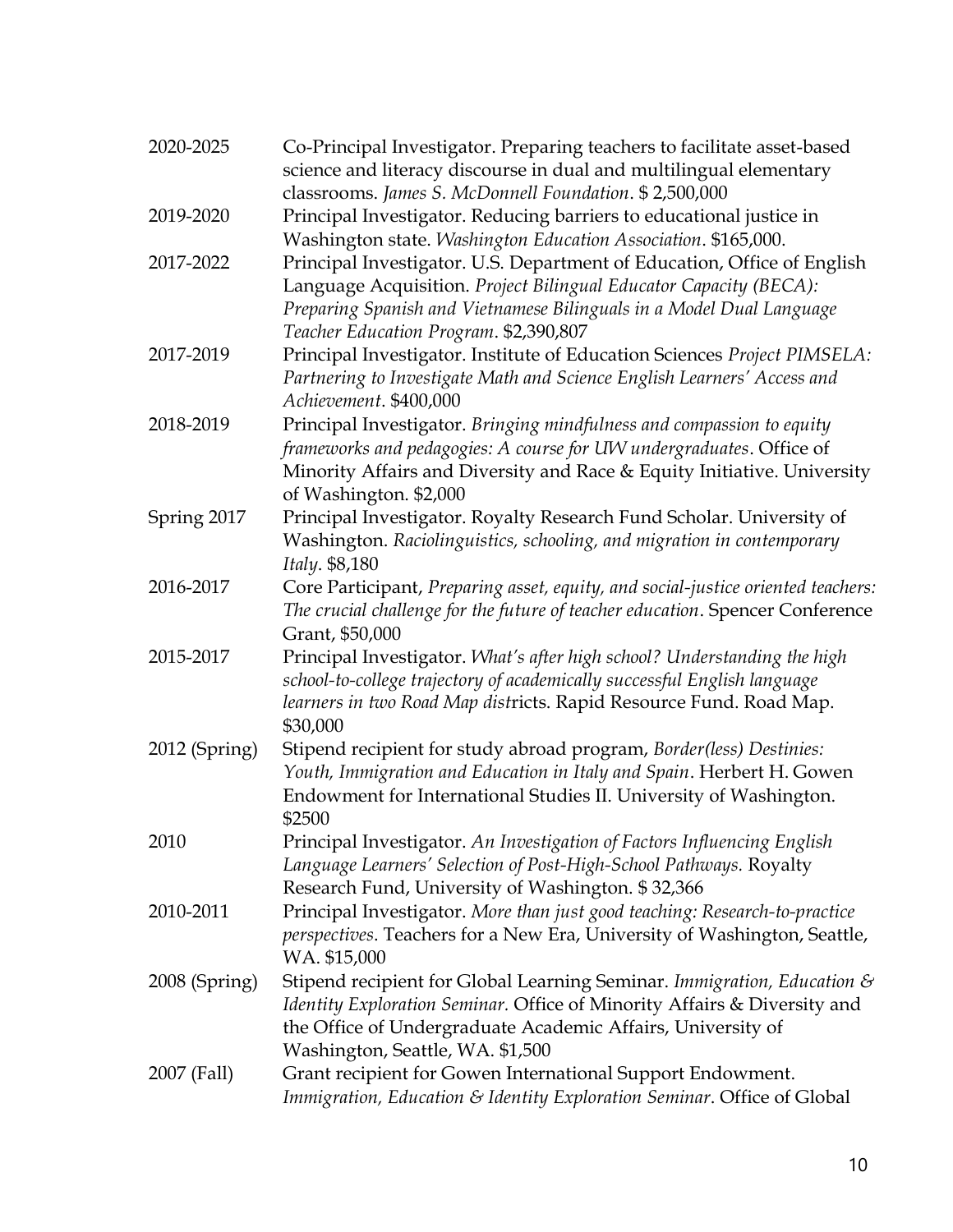2020-2025 Co-Principal Investigator. Preparing teachers to facilitate asset-based science and literacy discourse in dual and multilingual elementary classrooms. *James S. McDonnell Foundation*. $ 2,500,000

2019-2020 Principal Investigator. Reducing barriers to educational justice in Washington state. *Washington Education Association*. $165,000.

2017-2022 Principal Investigator. U.S. Department of Education, Office of English Language Acquisition. *Project Bilingual Educator Capacity (BECA): Preparing Spanish and Vietnamese Bilinguals in a Model Dual Language Teacher Education Program*. $2,390,807

2017-2019 Principal Investigator. Institute of Education Sciences *Project PIMSELA: Partnering to Investigate Math and Science English Learners' Access and Achievement*. $400,000

2018-2019 Principal Investigator. *Bringing mindfulness and compassion to equity frameworks and pedagogies: A course for UW undergraduates*. Office of Minority Affairs and Diversity and Race & Equity Initiative. University of Washington. $2,000

Spring 2017 Principal Investigator. Royalty Research Fund Scholar. University of Washington. *Raciolinguistics, schooling, and migration in contemporary Italy*. $8,180

2016-2017 Core Participant, *Preparing asset, equity, and social-justice oriented teachers: The crucial challenge for the future of teacher education*. Spencer Conference Grant, $50,000

2015-2017 Principal Investigator. *What's after high school? Understanding the high school-to-college trajectory of academically successful English language learners in two Road Map dist*ricts. Rapid Resource Fund. Road Map. $30,000

2012 (Spring) Stipend recipient for study abroad program, *Border(less) Destinies: Youth, Immigration and Education in Italy and Spain*. Herbert H. Gowen Endowment for International Studies II. University of Washington. $2500

2010 Principal Investigator. *An Investigation of Factors Influencing English Language Learners' Selection of Post-High-School Pathways.* Royalty Research Fund, University of Washington. $ 32,366

2010-2011 Principal Investigator. *More than just good teaching: Research-to-practice perspectives*. Teachers for a New Era, University of Washington, Seattle, WA. $15,000

2008 (Spring) Stipend recipient for Global Learning Seminar. *Immigration, Education & Identity Exploration Seminar.* Office of Minority Affairs & Diversity and the Office of Undergraduate Academic Affairs, University of Washington, Seattle, WA. $1,500

2007 (Fall) Grant recipient for Gowen International Support Endowment. *Immigration, Education & Identity Exploration Seminar*. Office of Global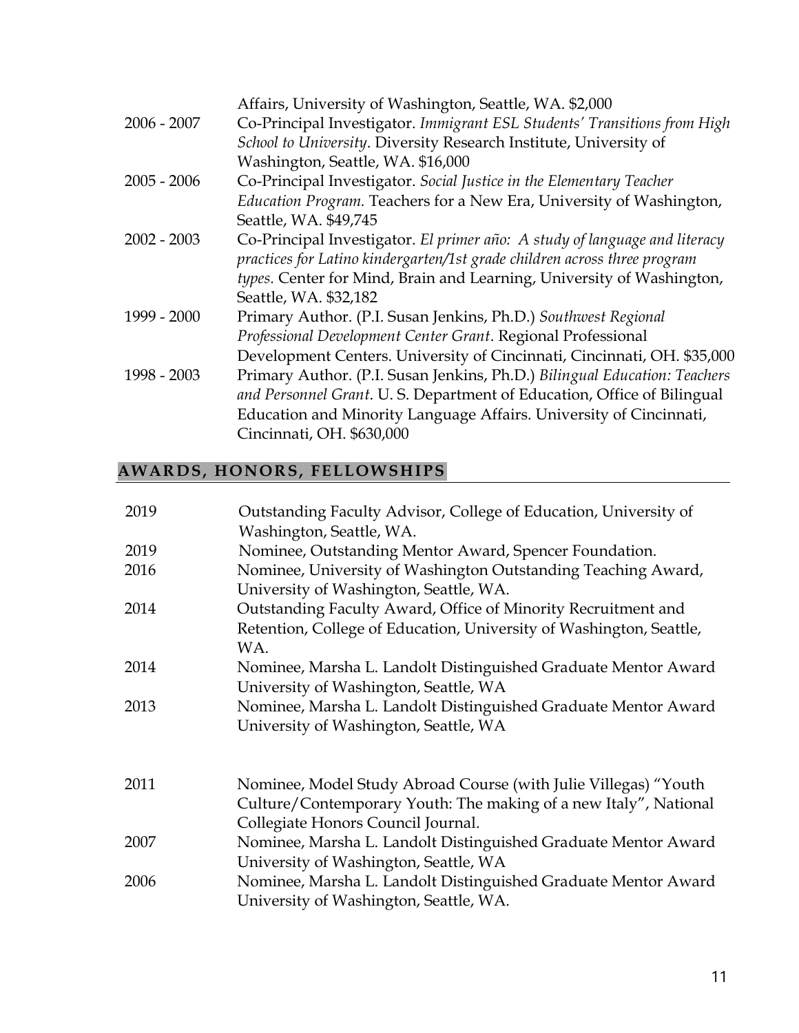Affairs, University of Washington, Seattle, WA. $2,000

2006 - 2007 Co-Principal Investigator. *Immigrant ESL Students' Transitions from High School to University*. Diversity Research Institute, University of Washington, Seattle, WA. $16,000

2005 - 2006 Co-Principal Investigator. *Social Justice in the Elementary Teacher Education Program.* Teachers for a New Era, University of Washington, Seattle, WA. $49,745

2002 - 2003 Co-Principal Investigator. *El primer año: A study of language and literacy practices for Latino kindergarten/1st grade children across three program types.* Center for Mind, Brain and Learning, University of Washington, Seattle, WA. $32,182

1999 - 2000 Primary Author. (P.I. Susan Jenkins, Ph.D.) *Southwest Regional Professional Development Center Grant*. Regional Professional Development Centers. University of Cincinnati, Cincinnati, OH. $35,000

1998 - 2003 Primary Author. (P.I. Susan Jenkins, Ph.D.) *Bilingual Education: Teachers and Personnel Grant*. U. S. Department of Education, Office of Bilingual Education and Minority Language Affairs. University of Cincinnati, Cincinnati, OH. $630,000

## AWARDS, HONORS, FELLOWSHIPS

2019 Outstanding Faculty Advisor, College of Education, University of Washington, Seattle, WA.

2019 Nominee, Outstanding Mentor Award, Spencer Foundation.

2016 Nominee, University of Washington Outstanding Teaching Award, University of Washington, Seattle, WA.

2014 Outstanding Faculty Award, Office of Minority Recruitment and Retention, College of Education, University of Washington, Seattle, WA.

2014 Nominee, Marsha L. Landolt Distinguished Graduate Mentor Award University of Washington, Seattle, WA

2013 Nominee, Marsha L. Landolt Distinguished Graduate Mentor Award University of Washington, Seattle, WA

2011 Nominee, Model Study Abroad Course (with Julie Villegas) "Youth Culture/Contemporary Youth: The making of a new Italy", National Collegiate Honors Council Journal.

2007 Nominee, Marsha L. Landolt Distinguished Graduate Mentor Award University of Washington, Seattle, WA

2006 Nominee, Marsha L. Landolt Distinguished Graduate Mentor Award University of Washington, Seattle, WA.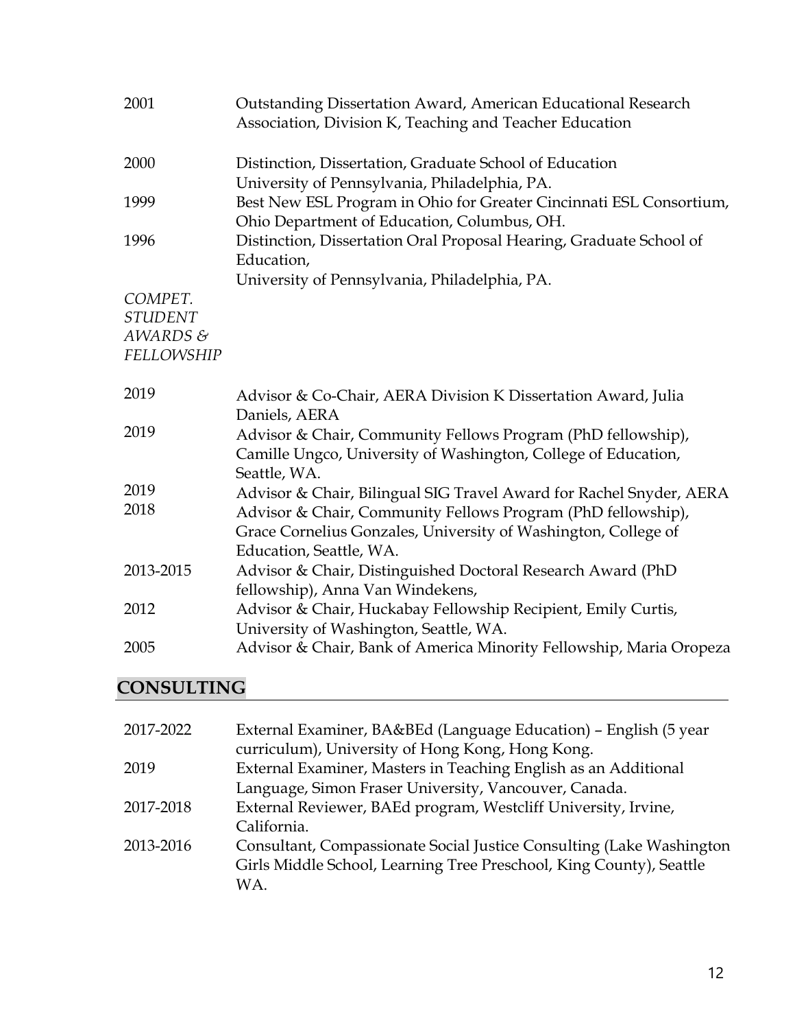| | |
|---|---|
| 2001 | Outstanding Dissertation Award, American Educational Research Association, Division K, Teaching and Teacher Education |
| 2000 | Distinction, Dissertation, Graduate School of Education University of Pennsylvania, Philadelphia, PA. |
| 1999 | Best New ESL Program in Ohio for Greater Cincinnati ESL Consortium, Ohio Department of Education, Columbus, OH. |
| 1996 | Distinction, Dissertation Oral Proposal Hearing, Graduate School of Education, University of Pennsylvania, Philadelphia, PA. |

*COMPET. STUDENT AWARDS & FELLOWSHIP*

| | |
|---|---|
| 2019 | Advisor & Co-Chair, AERA Division K Dissertation Award, Julia Daniels, AERA |
| 2019 | Advisor & Chair, Community Fellows Program (PhD fellowship), Camille Ungco, University of Washington, College of Education, Seattle, WA. |
| 2019 | Advisor & Chair, Bilingual SIG Travel Award for Rachel Snyder, AERA |
| 2018 | Advisor & Chair, Community Fellows Program (PhD fellowship), Grace Cornelius Gonzales, University of Washington, College of Education, Seattle, WA. |
| 2013-2015 | Advisor & Chair, Distinguished Doctoral Research Award (PhD fellowship), Anna Van Windekens, |
| 2012 | Advisor & Chair, Huckabay Fellowship Recipient, Emily Curtis, University of Washington, Seattle, WA. |
| 2005 | Advisor & Chair, Bank of America Minority Fellowship, Maria Oropeza |

## CONSULTING

| | |
|---|---|
| 2017-2022 | External Examiner, BA&BEd (Language Education) – English (5 year curriculum), University of Hong Kong, Hong Kong. |
| 2019 | External Examiner, Masters in Teaching English as an Additional Language, Simon Fraser University, Vancouver, Canada. |
| 2017-2018 | External Reviewer, BAEd program, Westcliff University, Irvine, California. |
| 2013-2016 | Consultant, Compassionate Social Justice Consulting (Lake Washington Girls Middle School, Learning Tree Preschool, King County), Seattle WA. |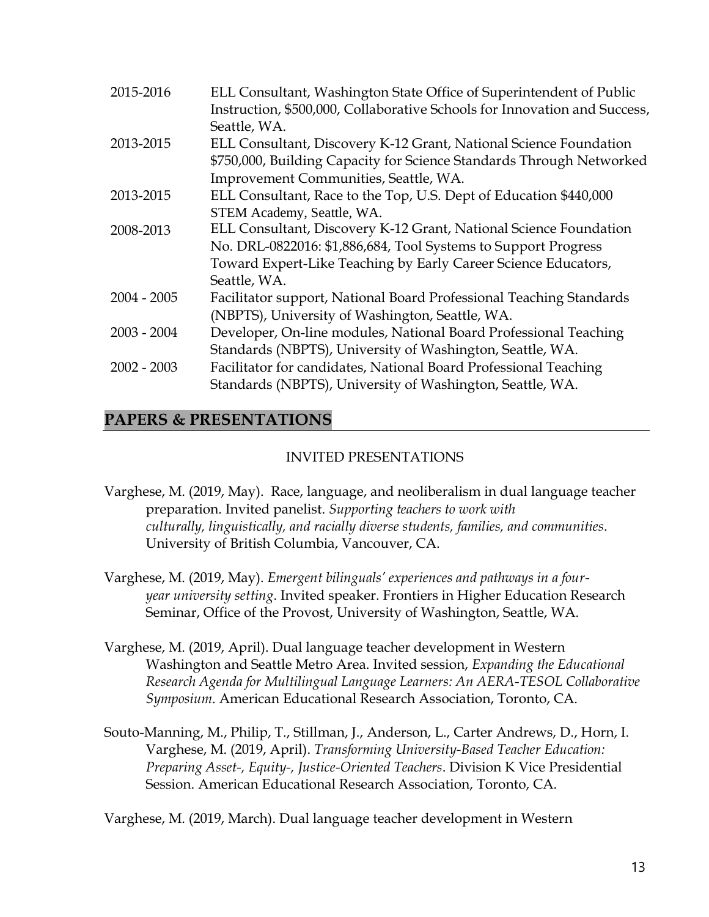| | |
|---|---|
| 2015-2016 | ELL Consultant, Washington State Office of Superintendent of Public Instruction, $500,000, Collaborative Schools for Innovation and Success, Seattle, WA. |
| 2013-2015 | ELL Consultant, Discovery K-12 Grant, National Science Foundation $750,000, Building Capacity for Science Standards Through Networked Improvement Communities, Seattle, WA. |
| 2013-2015 | ELL Consultant, Race to the Top, U.S. Dept of Education $440,000 STEM Academy, Seattle, WA. |
| 2008-2013 | ELL Consultant, Discovery K-12 Grant, National Science Foundation No. DRL-0822016: $1,886,684, Tool Systems to Support Progress Toward Expert-Like Teaching by Early Career Science Educators, Seattle, WA. |
| 2004 - 2005 | Facilitator support, National Board Professional Teaching Standards (NBPTS), University of Washington, Seattle, WA. |
| 2003 - 2004 | Developer, On-line modules, National Board Professional Teaching Standards (NBPTS), University of Washington, Seattle, WA. |
| 2002 - 2003 | Facilitator for candidates, National Board Professional Teaching Standards (NBPTS), University of Washington, Seattle, WA. |

## PAPERS & PRESENTATIONS

### INVITED PRESENTATIONS

Varghese, M. (2019, May). Race, language, and neoliberalism in dual language teacher preparation. Invited panelist. *Supporting teachers to work with culturally, linguistically, and racially diverse students, families, and communities*. University of British Columbia, Vancouver, CA.

Varghese, M. (2019, May). *Emergent bilinguals' experiences and pathways in a four-year university setting*. Invited speaker. Frontiers in Higher Education Research Seminar, Office of the Provost, University of Washington, Seattle, WA.

Varghese, M. (2019, April). Dual language teacher development in Western Washington and Seattle Metro Area. Invited session, *Expanding the Educational Research Agenda for Multilingual Language Learners: An AERA-TESOL Collaborative Symposium.* American Educational Research Association, Toronto, CA.

Souto-Manning, M., Philip, T., Stillman, J., Anderson, L., Carter Andrews, D., Horn, I. Varghese, M. (2019, April). *Transforming University-Based Teacher Education: Preparing Asset-, Equity-, Justice-Oriented Teachers*. Division K Vice Presidential Session. American Educational Research Association, Toronto, CA.

Varghese, M. (2019, March). Dual language teacher development in Western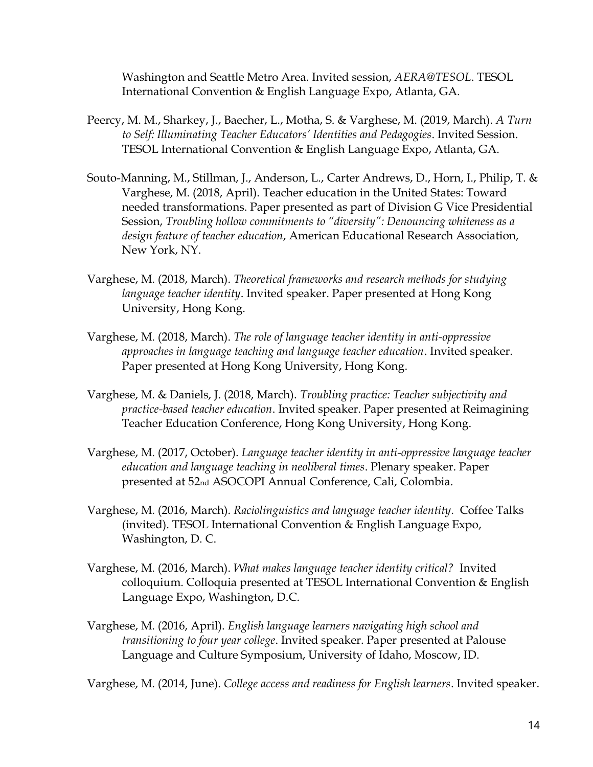Washington and Seattle Metro Area. Invited session, *AERA@TESOL*. TESOL International Convention & English Language Expo, Atlanta, GA.

Peercy, M. M., Sharkey, J., Baecher, L., Motha, S. & Varghese, M. (2019, March). *A Turn to Self: Illuminating Teacher Educators' Identities and Pedagogies*. Invited Session. TESOL International Convention & English Language Expo, Atlanta, GA.

Souto-Manning, M., Stillman, J., Anderson, L., Carter Andrews, D., Horn, I., Philip, T. & Varghese, M. (2018, April). Teacher education in the United States: Toward needed transformations. Paper presented as part of Division G Vice Presidential Session, *Troubling hollow commitments to "diversity": Denouncing whiteness as a design feature of teacher education*, American Educational Research Association, New York, NY.

Varghese, M. (2018, March). *Theoretical frameworks and research methods for studying language teacher identity*. Invited speaker. Paper presented at Hong Kong University, Hong Kong.

Varghese, M. (2018, March). *The role of language teacher identity in anti-oppressive approaches in language teaching and language teacher education*. Invited speaker. Paper presented at Hong Kong University, Hong Kong.

Varghese, M. & Daniels, J. (2018, March). *Troubling practice: Teacher subjectivity and practice-based teacher education*. Invited speaker. Paper presented at Reimagining Teacher Education Conference, Hong Kong University, Hong Kong.

Varghese, M. (2017, October). *Language teacher identity in anti-oppressive language teacher education and language teaching in neoliberal times*. Plenary speaker. Paper presented at 52nd ASOCOPI Annual Conference, Cali, Colombia.

Varghese, M. (2016, March). *Raciolinguistics and language teacher identity*. Coffee Talks (invited). TESOL International Convention & English Language Expo, Washington, D. C.

Varghese, M. (2016, March). *What makes language teacher identity critical?* Invited colloquium. Colloquia presented at TESOL International Convention & English Language Expo, Washington, D.C.

Varghese, M. (2016, April). *English language learners navigating high school and transitioning to four year college*. Invited speaker. Paper presented at Palouse Language and Culture Symposium, University of Idaho, Moscow, ID.

Varghese, M. (2014, June). *College access and readiness for English learners*. Invited speaker.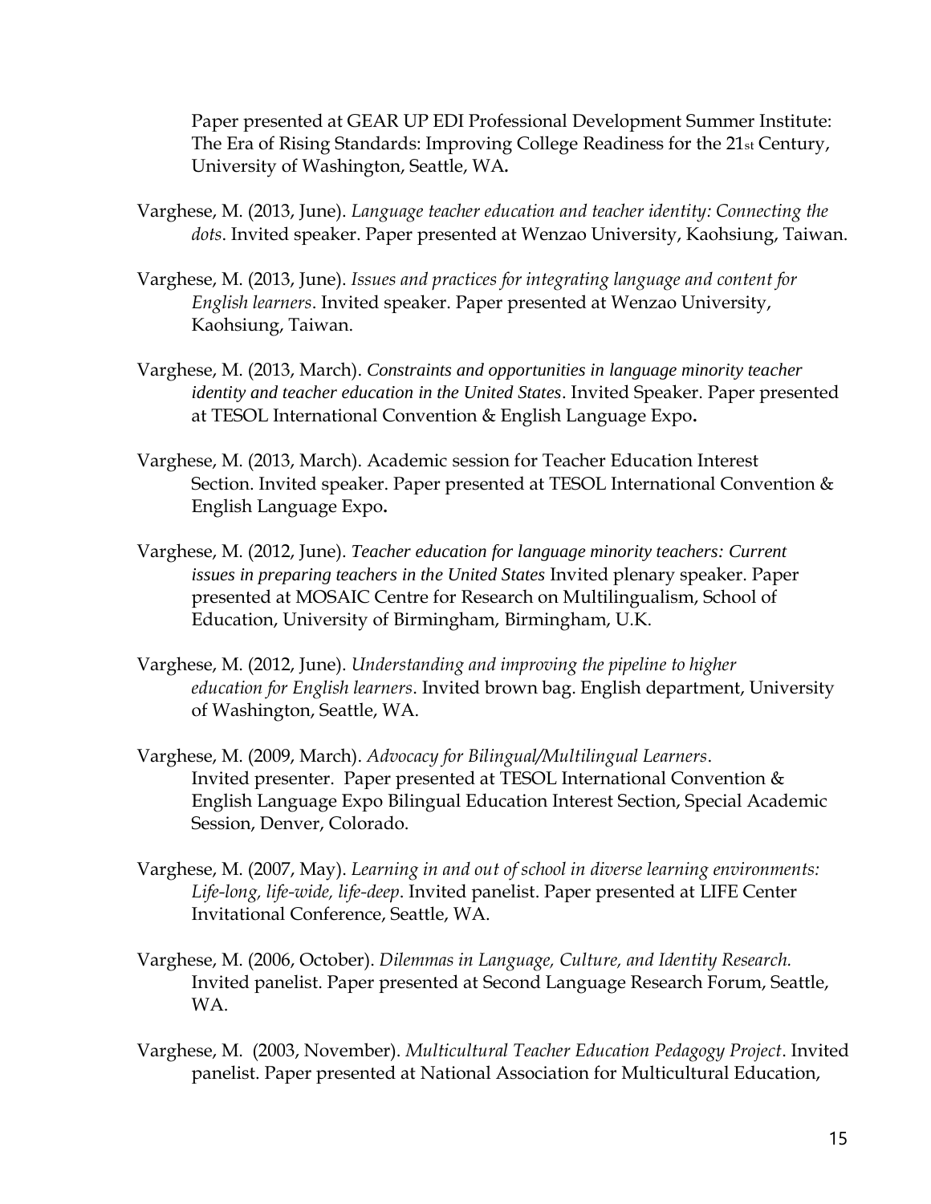Paper presented at GEAR UP EDI Professional Development Summer Institute: The Era of Rising Standards: Improving College Readiness for the 21st Century, University of Washington, Seattle, WA.

Varghese, M. (2013, June). *Language teacher education and teacher identity: Connecting the dots*. Invited speaker. Paper presented at Wenzao University, Kaohsiung, Taiwan.

Varghese, M. (2013, June). *Issues and practices for integrating language and content for English learners*. Invited speaker. Paper presented at Wenzao University, Kaohsiung, Taiwan.

Varghese, M. (2013, March). *Constraints and opportunities in language minority teacher identity and teacher education in the United States*. Invited Speaker. Paper presented at TESOL International Convention & English Language Expo.

Varghese, M. (2013, March). Academic session for Teacher Education Interest Section. Invited speaker. Paper presented at TESOL International Convention & English Language Expo.

Varghese, M. (2012, June). *Teacher education for language minority teachers: Current issues in preparing teachers in the United States* Invited plenary speaker. Paper presented at MOSAIC Centre for Research on Multilingualism, School of Education, University of Birmingham, Birmingham, U.K.

Varghese, M. (2012, June). *Understanding and improving the pipeline to higher education for English learners*. Invited brown bag. English department, University of Washington, Seattle, WA.

Varghese, M. (2009, March). *Advocacy for Bilingual/Multilingual Learners*. Invited presenter. Paper presented at TESOL International Convention & English Language Expo Bilingual Education Interest Section, Special Academic Session, Denver, Colorado.

Varghese, M. (2007, May). *Learning in and out of school in diverse learning environments: Life-long, life-wide, life-deep*. Invited panelist. Paper presented at LIFE Center Invitational Conference, Seattle, WA.

Varghese, M. (2006, October). *Dilemmas in Language, Culture, and Identity Research.* Invited panelist. Paper presented at Second Language Research Forum, Seattle, WA.

Varghese, M. (2003, November). *Multicultural Teacher Education Pedagogy Project*. Invited panelist. Paper presented at National Association for Multicultural Education,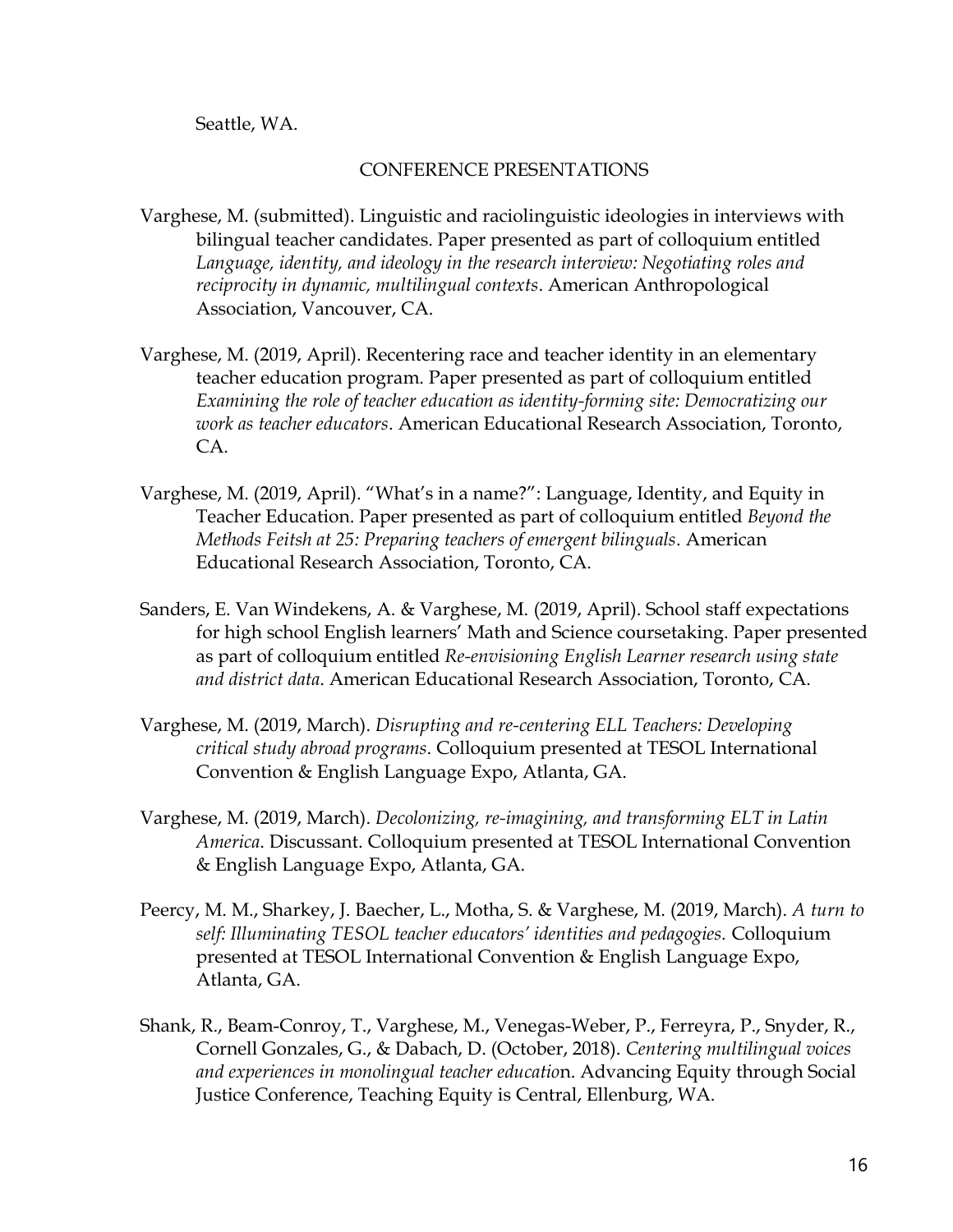Seattle, WA.

## CONFERENCE PRESENTATIONS

Varghese, M. (submitted). Linguistic and raciolinguistic ideologies in interviews with bilingual teacher candidates. Paper presented as part of colloquium entitled *Language, identity, and ideology in the research interview: Negotiating roles and reciprocity in dynamic, multilingual contexts*. American Anthropological Association, Vancouver, CA.

Varghese, M. (2019, April). Recentering race and teacher identity in an elementary teacher education program. Paper presented as part of colloquium entitled *Examining the role of teacher education as identity-forming site: Democratizing our work as teacher educators*. American Educational Research Association, Toronto, CA.

Varghese, M. (2019, April). "What's in a name?": Language, Identity, and Equity in Teacher Education. Paper presented as part of colloquium entitled *Beyond the Methods Feitsh at 25: Preparing teachers of emergent bilinguals*. American Educational Research Association, Toronto, CA.

Sanders, E. Van Windekens, A. & Varghese, M. (2019, April). School staff expectations for high school English learners' Math and Science coursetaking. Paper presented as part of colloquium entitled *Re-envisioning English Learner research using state and district data.* American Educational Research Association, Toronto, CA.

Varghese, M. (2019, March). *Disrupting and re-centering ELL Teachers: Developing critical study abroad programs*. Colloquium presented at TESOL International Convention & English Language Expo, Atlanta, GA.

Varghese, M. (2019, March). *Decolonizing, re-imagining, and transforming ELT in Latin America*. Discussant. Colloquium presented at TESOL International Convention & English Language Expo, Atlanta, GA.

Peercy, M. M., Sharkey, J. Baecher, L., Motha, S. & Varghese, M. (2019, March). *A turn to self: Illuminating TESOL teacher educators' identities and pedagogies.* Colloquium presented at TESOL International Convention & English Language Expo, Atlanta, GA.

Shank, R., Beam-Conroy, T., Varghese, M., Venegas-Weber, P., Ferreyra, P., Snyder, R., Cornell Gonzales, G., & Dabach, D. (October, 2018). *Centering multilingual voices and experiences in monolingual teacher educatio*n. Advancing Equity through Social Justice Conference, Teaching Equity is Central, Ellenburg, WA.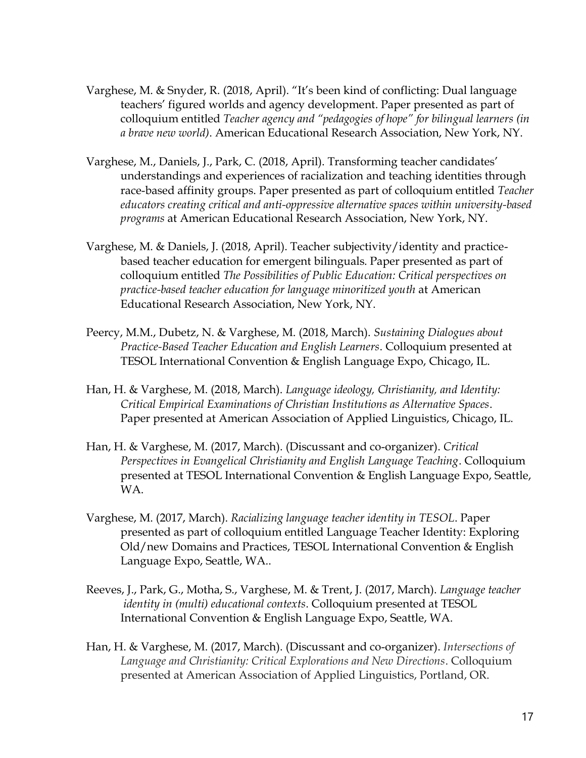Varghese, M. & Snyder, R. (2018, April). “It’s been kind of conflicting: Dual language teachers’ figured worlds and agency development. Paper presented as part of colloquium entitled *Teacher agency and “pedagogies of hope” for bilingual learners (in a brave new world)*. American Educational Research Association, New York, NY.

Varghese, M., Daniels, J., Park, C. (2018, April). Transforming teacher candidates’ understandings and experiences of racialization and teaching identities through race-based affinity groups. Paper presented as part of colloquium entitled *Teacher educators creating critical and anti-oppressive alternative spaces within university-based programs* at American Educational Research Association, New York, NY.

Varghese, M. & Daniels, J. (2018, April). Teacher subjectivity/identity and practice-based teacher education for emergent bilinguals. Paper presented as part of colloquium entitled *The Possibilities of Public Education: Critical perspectives on practice-based teacher education for language minoritized youth* at American Educational Research Association, New York, NY.

Peercy, M.M., Dubetz, N. & Varghese, M. (2018, March). *Sustaining Dialogues about Practice-Based Teacher Education and English Learners*. Colloquium presented at TESOL International Convention & English Language Expo, Chicago, IL.

Han, H. & Varghese, M. (2018, March). *Language ideology, Christianity, and Identity: Critical Empirical Examinations of Christian Institutions as Alternative Spaces*. Paper presented at American Association of Applied Linguistics, Chicago, IL.

Han, H. & Varghese, M. (2017, March). (Discussant and co-organizer). *Critical Perspectives in Evangelical Christianity and English Language Teaching*. Colloquium presented at TESOL International Convention & English Language Expo, Seattle, WA.

Varghese, M. (2017, March). *Racializing language teacher identity in TESOL*. Paper presented as part of colloquium entitled Language Teacher Identity: Exploring Old/new Domains and Practices, TESOL International Convention & English Language Expo, Seattle, WA..

Reeves, J., Park, G., Motha, S., Varghese, M. & Trent, J. (2017, March). *Language teacher identity in (multi) educational contexts*. Colloquium presented at TESOL International Convention & English Language Expo, Seattle, WA.

Han, H. & Varghese, M. (2017, March). (Discussant and co-organizer). *Intersections of Language and Christianity: Critical Explorations and New Directions*. Colloquium presented at American Association of Applied Linguistics, Portland, OR.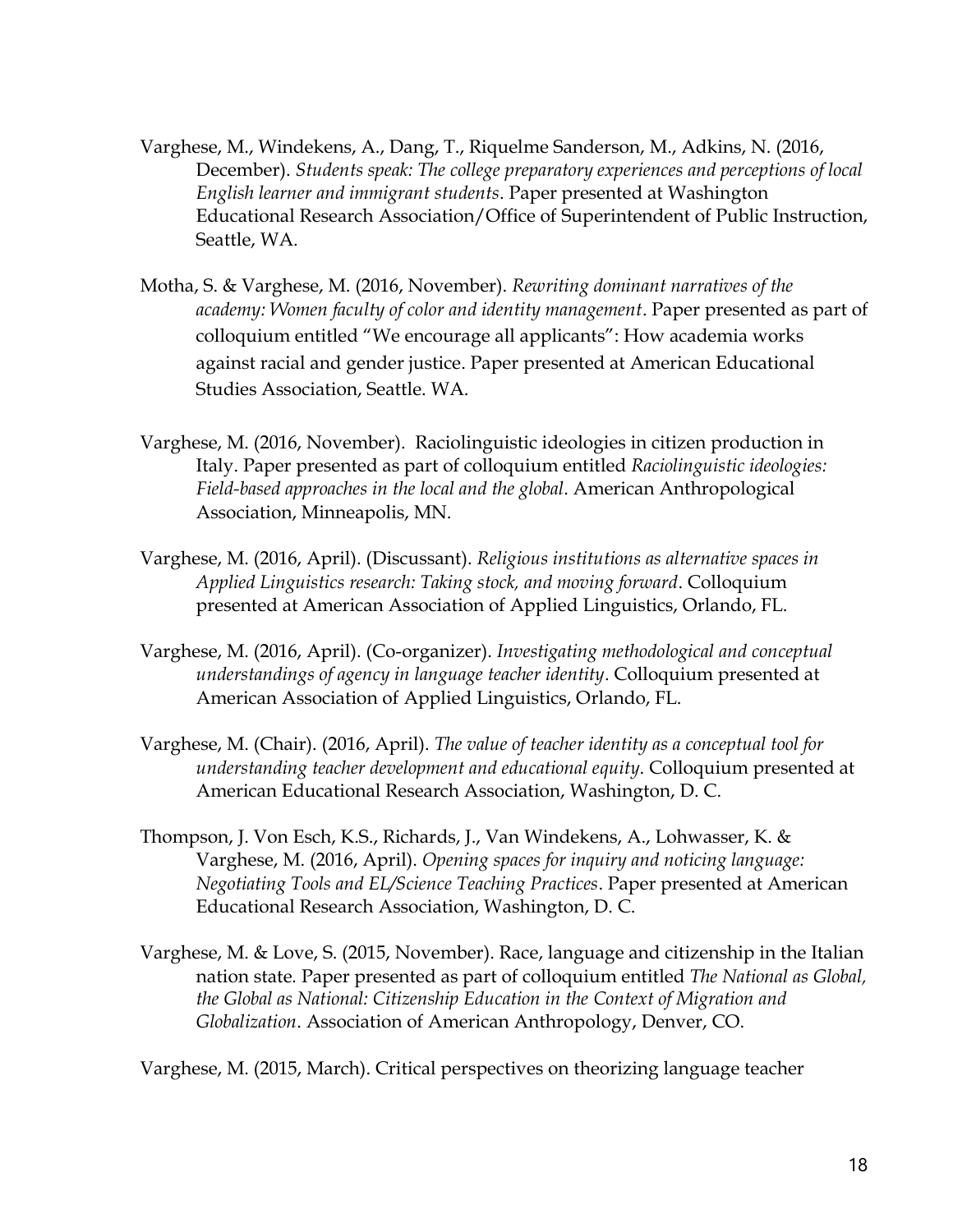Varghese, M., Windekens, A., Dang, T., Riquelme Sanderson, M., Adkins, N. (2016, December). *Students speak: The college preparatory experiences and perceptions of local English learner and immigrant students*. Paper presented at Washington Educational Research Association/Office of Superintendent of Public Instruction, Seattle, WA.

Motha, S. & Varghese, M. (2016, November). *Rewriting dominant narratives of the academy: Women faculty of color and identity management*. Paper presented as part of colloquium entitled "We encourage all applicants": How academia works against racial and gender justice. Paper presented at American Educational Studies Association, Seattle. WA.

Varghese, M. (2016, November). Raciolinguistic ideologies in citizen production in Italy. Paper presented as part of colloquium entitled *Raciolinguistic ideologies: Field-based approaches in the local and the global*. American Anthropological Association, Minneapolis, MN.

Varghese, M. (2016, April). (Discussant). *Religious institutions as alternative spaces in Applied Linguistics research: Taking stock, and moving forward*. Colloquium presented at American Association of Applied Linguistics, Orlando, FL.

Varghese, M. (2016, April). (Co-organizer). *Investigating methodological and conceptual understandings of agency in language teacher identity*. Colloquium presented at American Association of Applied Linguistics, Orlando, FL.

Varghese, M. (Chair). (2016, April). *The value of teacher identity as a conceptual tool for understanding teacher development and educational equity*. Colloquium presented at American Educational Research Association, Washington, D. C.

Thompson, J. Von Esch, K.S., Richards, J., Van Windekens, A., Lohwasser, K. & Varghese, M. (2016, April). *Opening spaces for inquiry and noticing language: Negotiating Tools and EL/Science Teaching Practices*. Paper presented at American Educational Research Association, Washington, D. C.

Varghese, M. & Love, S. (2015, November). Race, language and citizenship in the Italian nation state. Paper presented as part of colloquium entitled *The National as Global, the Global as National: Citizenship Education in the Context of Migration and Globalization*. Association of American Anthropology, Denver, CO.

Varghese, M. (2015, March). Critical perspectives on theorizing language teacher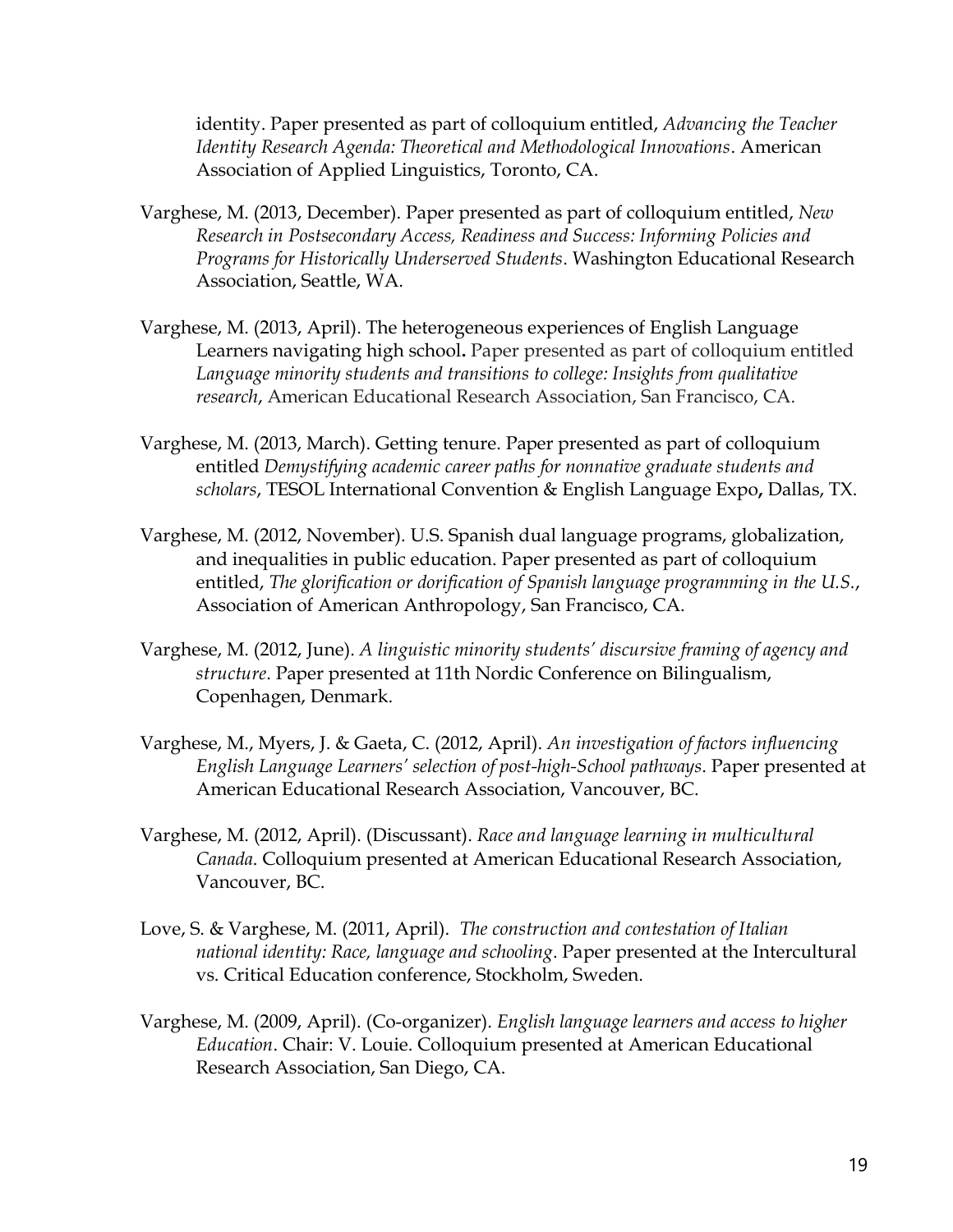identity. Paper presented as part of colloquium entitled, *Advancing the Teacher Identity Research Agenda: Theoretical and Methodological Innovations*. American Association of Applied Linguistics, Toronto, CA.

Varghese, M. (2013, December). Paper presented as part of colloquium entitled, *New Research in Postsecondary Access, Readiness and Success: Informing Policies and Programs for Historically Underserved Students*. Washington Educational Research Association, Seattle, WA.

Varghese, M. (2013, April). The heterogeneous experiences of English Language Learners navigating high school**.** Paper presented as part of colloquium entitled *Language minority students and transitions to college: Insights from qualitative research*, American Educational Research Association, San Francisco, CA.

Varghese, M. (2013, March). Getting tenure. Paper presented as part of colloquium entitled *Demystifying academic career paths for nonnative graduate students and scholars*, TESOL International Convention & English Language Expo**,** Dallas, TX.

Varghese, M. (2012, November). U.S. Spanish dual language programs, globalization, and inequalities in public education. Paper presented as part of colloquium entitled, *The glorification or dorification of Spanish language programming in the U.S.*, Association of American Anthropology, San Francisco, CA.

Varghese, M. (2012, June). *A linguistic minority students' discursive framing of agency and structure*. Paper presented at 11th Nordic Conference on Bilingualism, Copenhagen, Denmark.

Varghese, M., Myers, J. & Gaeta, C. (2012, April). *An investigation of factors influencing English Language Learners' selection of post-high-School pathways*. Paper presented at American Educational Research Association, Vancouver, BC.

Varghese, M. (2012, April). (Discussant). *Race and language learning in multicultural Canada*. Colloquium presented at American Educational Research Association, Vancouver, BC.

Love, S. & Varghese, M. (2011, April). *The construction and contestation of Italian national identity: Race, language and schooling*. Paper presented at the Intercultural vs. Critical Education conference, Stockholm, Sweden.

Varghese, M. (2009, April). (Co-organizer). *English language learners and access to higher Education*. Chair: V. Louie. Colloquium presented at American Educational Research Association, San Diego, CA.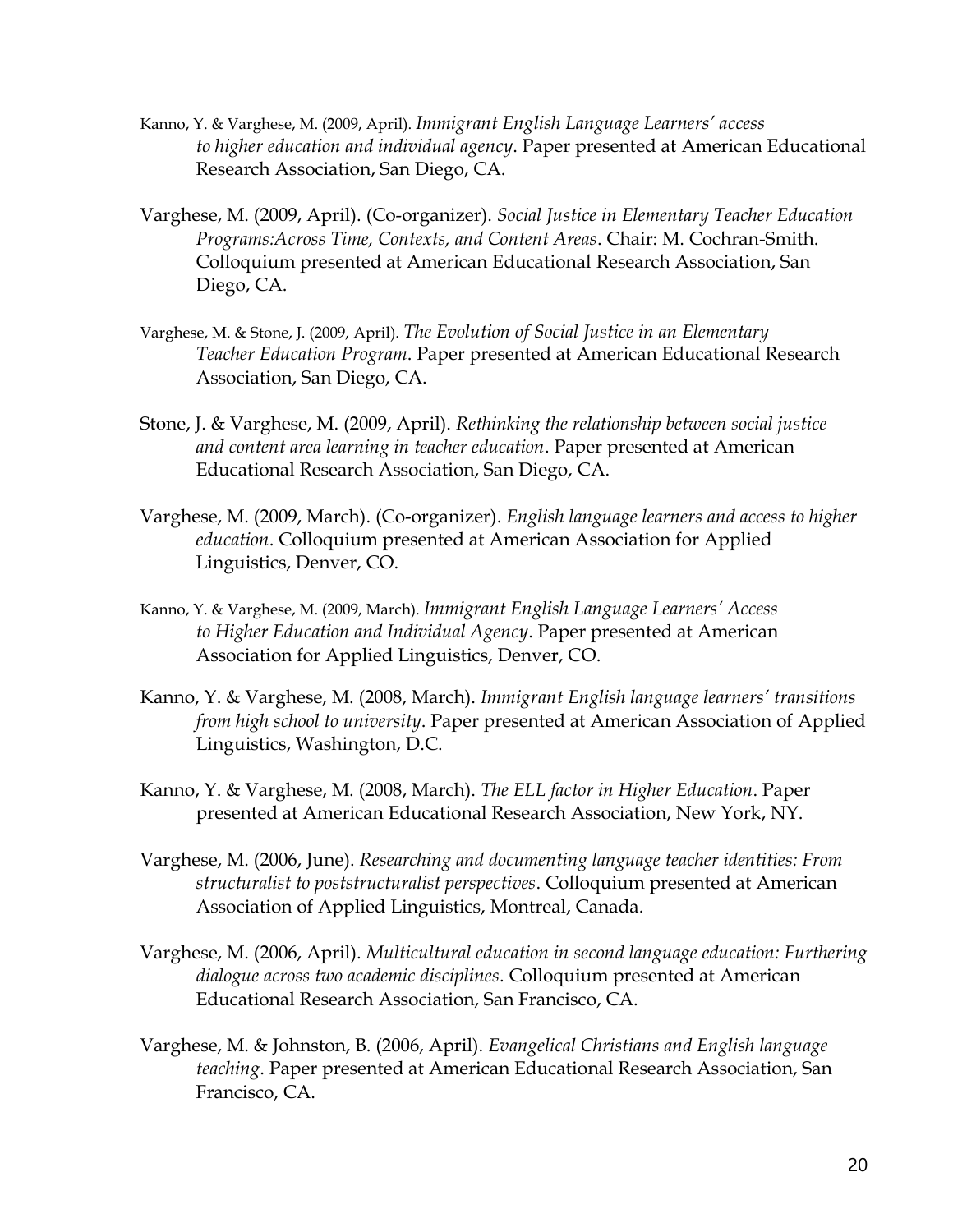Kanno, Y. & Varghese, M. (2009, April). *Immigrant English Language Learners' access to higher education and individual agency*. Paper presented at American Educational Research Association, San Diego, CA.

Varghese, M. (2009, April). (Co-organizer). *Social Justice in Elementary Teacher Education Programs:Across Time, Contexts, and Content Areas*. Chair: M. Cochran-Smith. Colloquium presented at American Educational Research Association, San Diego, CA.

Varghese, M. & Stone, J. (2009, April). *The Evolution of Social Justice in an Elementary Teacher Education Program*. Paper presented at American Educational Research Association, San Diego, CA.

Stone, J. & Varghese, M. (2009, April). *Rethinking the relationship between social justice and content area learning in teacher education*. Paper presented at American Educational Research Association, San Diego, CA.

Varghese, M. (2009, March). (Co-organizer). *English language learners and access to higher education*. Colloquium presented at American Association for Applied Linguistics, Denver, CO.

Kanno, Y. & Varghese, M. (2009, March). *Immigrant English Language Learners' Access to Higher Education and Individual Agency*. Paper presented at American Association for Applied Linguistics, Denver, CO.

Kanno, Y. & Varghese, M. (2008, March). *Immigrant English language learners' transitions from high school to university*. Paper presented at American Association of Applied Linguistics, Washington, D.C.

Kanno, Y. & Varghese, M. (2008, March). *The ELL factor in Higher Education*. Paper presented at American Educational Research Association, New York, NY.

Varghese, M. (2006, June). *Researching and documenting language teacher identities: From structuralist to poststructuralist perspectives*. Colloquium presented at American Association of Applied Linguistics, Montreal, Canada.

Varghese, M. (2006, April). *Multicultural education in second language education: Furthering dialogue across two academic disciplines*. Colloquium presented at American Educational Research Association, San Francisco, CA.

Varghese, M. & Johnston, B. (2006, April). *Evangelical Christians and English language teaching*. Paper presented at American Educational Research Association, San Francisco, CA.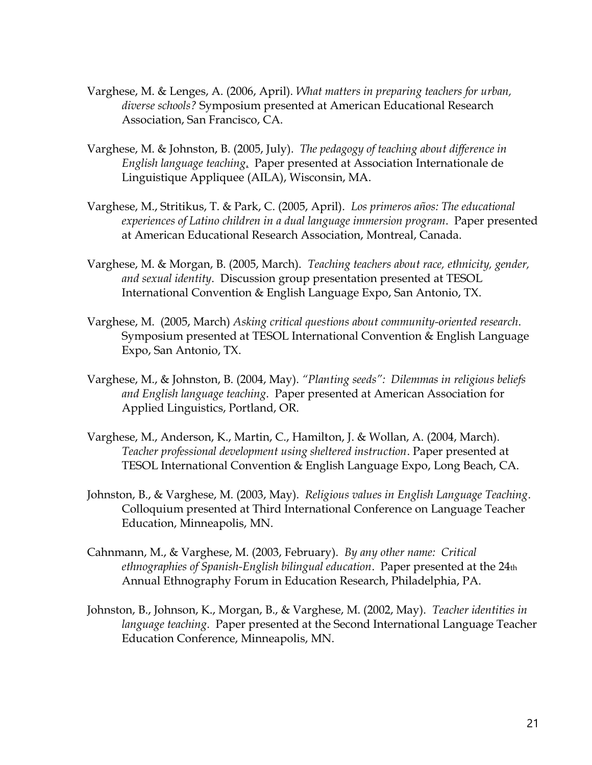Varghese, M. & Lenges, A. (2006, April). *What matters in preparing teachers for urban, diverse schools?* Symposium presented at American Educational Research Association, San Francisco, CA.

Varghese, M. & Johnston, B. (2005, July). *The pedagogy of teaching about difference in English language teaching*. Paper presented at Association Internationale de Linguistique Appliquee (AILA), Wisconsin, MA.

Varghese, M., Stritikus, T. & Park, C. (2005, April). *Los primeros años: The educational experiences of Latino children in a dual language immersion program*. Paper presented at American Educational Research Association, Montreal, Canada.

Varghese, M. & Morgan, B. (2005, March). *Teaching teachers about race, ethnicity, gender, and sexual identity*. Discussion group presentation presented at TESOL International Convention & English Language Expo, San Antonio, TX.

Varghese, M. (2005, March) *Asking critical questions about community-oriented research*. Symposium presented at TESOL International Convention & English Language Expo, San Antonio, TX.

Varghese, M., & Johnston, B. (2004, May). *"Planting seeds": Dilemmas in religious beliefs and English language teaching*. Paper presented at American Association for Applied Linguistics, Portland, OR.

Varghese, M., Anderson, K., Martin, C., Hamilton, J. & Wollan, A. (2004, March). *Teacher professional development using sheltered instruction*. Paper presented at TESOL International Convention & English Language Expo, Long Beach, CA.

Johnston, B., & Varghese, M. (2003, May). *Religious values in English Language Teaching*. Colloquium presented at Third International Conference on Language Teacher Education, Minneapolis, MN.

Cahnmann, M., & Varghese, M. (2003, February). *By any other name: Critical ethnographies of Spanish-English bilingual education*. Paper presented at the 24th Annual Ethnography Forum in Education Research, Philadelphia, PA.

Johnston, B., Johnson, K., Morgan, B., & Varghese, M. (2002, May). *Teacher identities in language teaching*. Paper presented at the Second International Language Teacher Education Conference, Minneapolis, MN.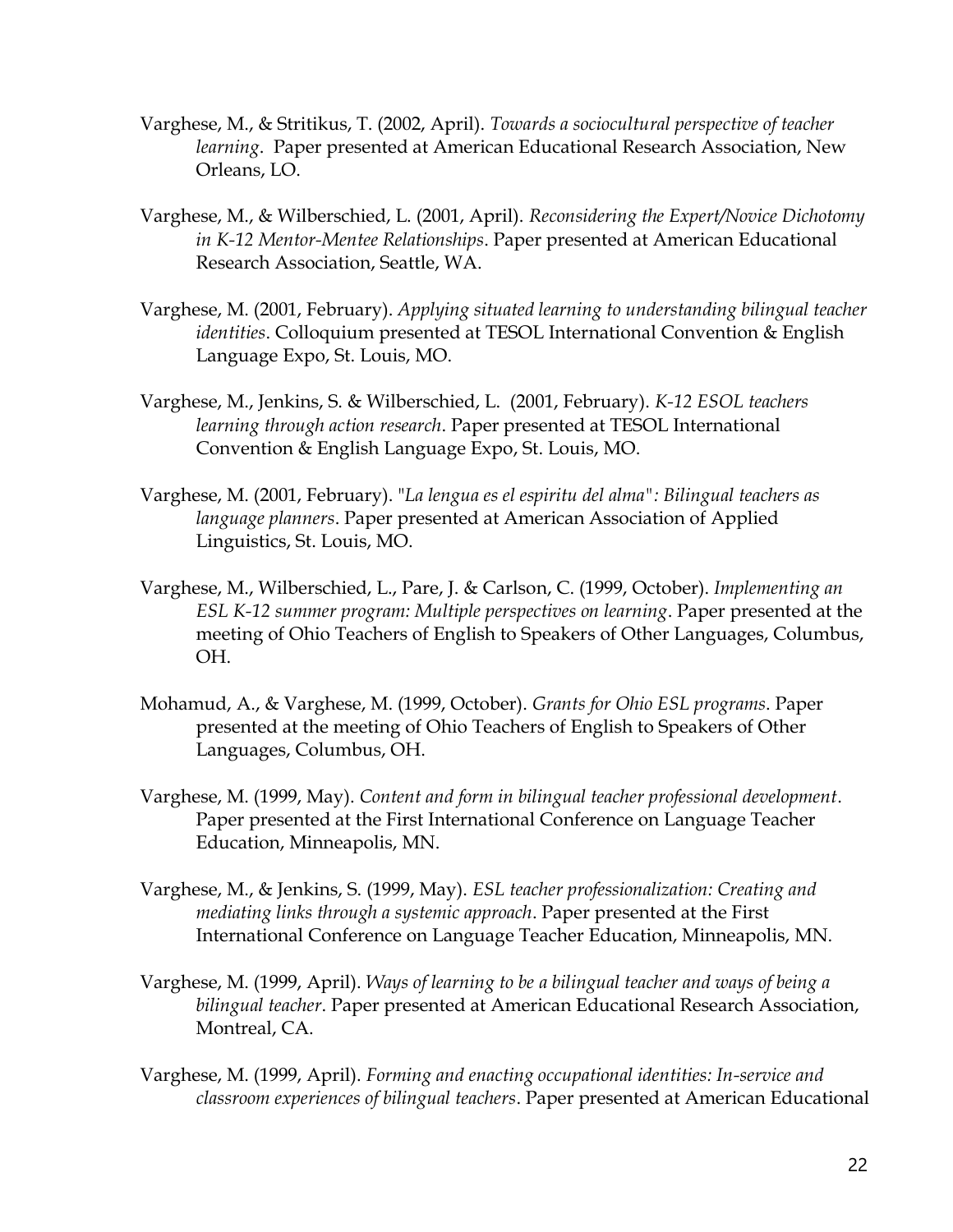Varghese, M., & Stritikus, T. (2002, April). *Towards a sociocultural perspective of teacher learning*. Paper presented at American Educational Research Association, New Orleans, LO.

Varghese, M., & Wilberschied, L. (2001, April). *Reconsidering the Expert/Novice Dichotomy in K-12 Mentor-Mentee Relationships*. Paper presented at American Educational Research Association, Seattle, WA.

Varghese, M. (2001, February). *Applying situated learning to understanding bilingual teacher identities*. Colloquium presented at TESOL International Convention & English Language Expo, St. Louis, MO.

Varghese, M., Jenkins, S. & Wilberschied, L. (2001, February). *K-12 ESOL teachers learning through action research*. Paper presented at TESOL International Convention & English Language Expo, St. Louis, MO.

Varghese, M. (2001, February). *"La lengua es el espiritu del alma": Bilingual teachers as language planners*. Paper presented at American Association of Applied Linguistics, St. Louis, MO.

Varghese, M., Wilberschied, L., Pare, J. & Carlson, C. (1999, October). *Implementing an ESL K-12 summer program: Multiple perspectives on learning*. Paper presented at the meeting of Ohio Teachers of English to Speakers of Other Languages, Columbus, OH.

Mohamud, A., & Varghese, M. (1999, October). *Grants for Ohio ESL programs*. Paper presented at the meeting of Ohio Teachers of English to Speakers of Other Languages, Columbus, OH.

Varghese, M. (1999, May). *Content and form in bilingual teacher professional development*. Paper presented at the First International Conference on Language Teacher Education, Minneapolis, MN.

Varghese, M., & Jenkins, S. (1999, May). *ESL teacher professionalization: Creating and mediating links through a systemic approach*. Paper presented at the First International Conference on Language Teacher Education, Minneapolis, MN.

Varghese, M. (1999, April). *Ways of learning to be a bilingual teacher and ways of being a bilingual teacher*. Paper presented at American Educational Research Association, Montreal, CA.

Varghese, M. (1999, April). *Forming and enacting occupational identities: In-service and classroom experiences of bilingual teachers*. Paper presented at American Educational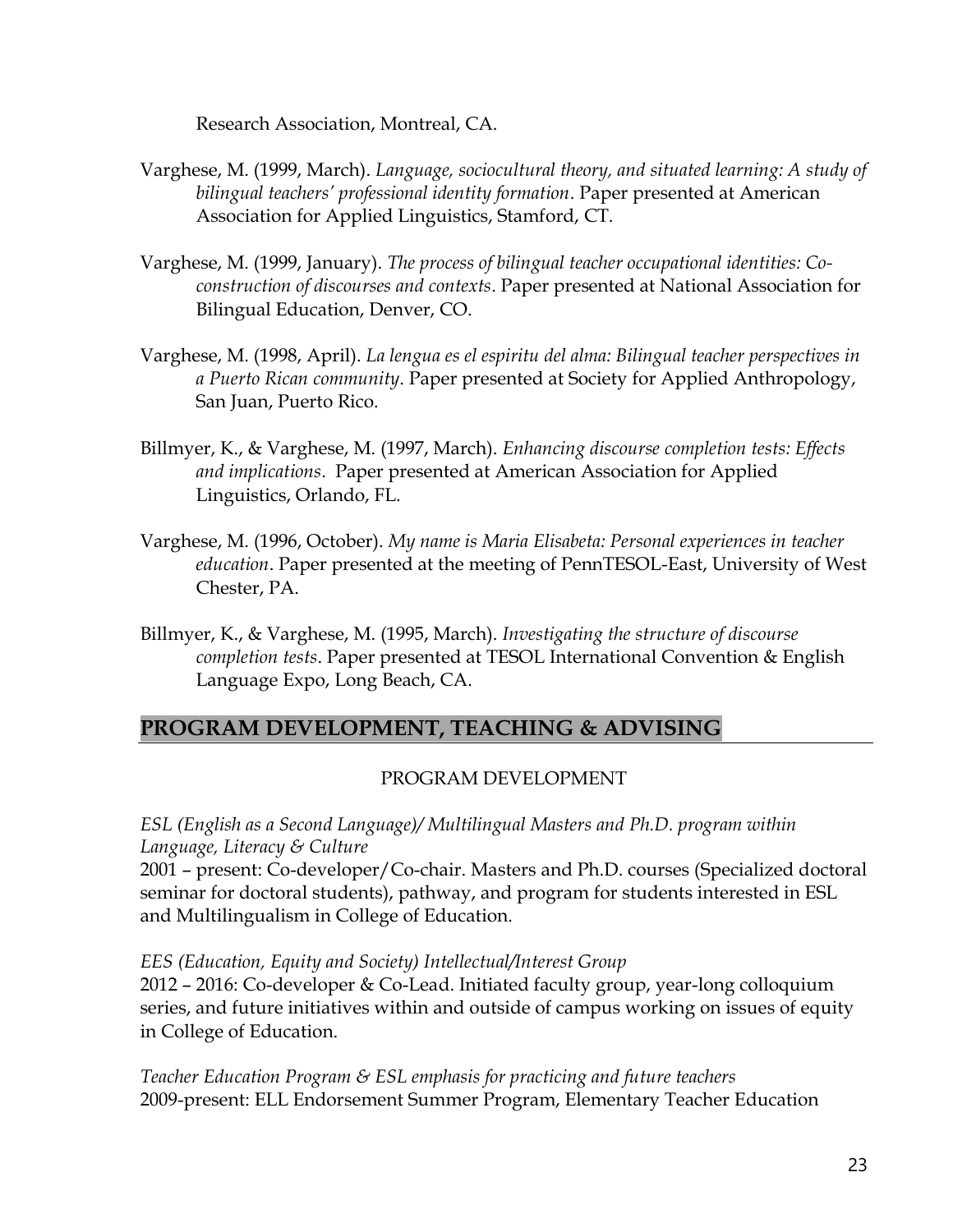Research Association, Montreal, CA.

Varghese, M. (1999, March). *Language, sociocultural theory, and situated learning: A study of bilingual teachers' professional identity formation*. Paper presented at American Association for Applied Linguistics, Stamford, CT.

Varghese, M. (1999, January). *The process of bilingual teacher occupational identities: Co-construction of discourses and contexts*. Paper presented at National Association for Bilingual Education, Denver, CO.

Varghese, M. (1998, April). *La lengua es el espiritu del alma: Bilingual teacher perspectives in a Puerto Rican community*. Paper presented at Society for Applied Anthropology, San Juan, Puerto Rico.

Billmyer, K., & Varghese, M. (1997, March). *Enhancing discourse completion tests: Effects and implications*. Paper presented at American Association for Applied Linguistics, Orlando, FL.

Varghese, M. (1996, October). *My name is Maria Elisabeta: Personal experiences in teacher education*. Paper presented at the meeting of PennTESOL-East, University of West Chester, PA.

Billmyer, K., & Varghese, M. (1995, March). *Investigating the structure of discourse completion tests*. Paper presented at TESOL International Convention & English Language Expo, Long Beach, CA.

## PROGRAM DEVELOPMENT, TEACHING & ADVISING

### PROGRAM DEVELOPMENT

*ESL (English as a Second Language)/ Multilingual Masters and Ph.D. program within Language, Literacy & Culture*
2001 – present: Co-developer/Co-chair. Masters and Ph.D. courses (Specialized doctoral seminar for doctoral students), pathway, and program for students interested in ESL and Multilingualism in College of Education.

*EES (Education, Equity and Society) Intellectual/Interest Group*
2012 – 2016: Co-developer & Co-Lead. Initiated faculty group, year-long colloquium series, and future initiatives within and outside of campus working on issues of equity in College of Education.

*Teacher Education Program & ESL emphasis for practicing and future teachers*
2009-present: ELL Endorsement Summer Program, Elementary Teacher Education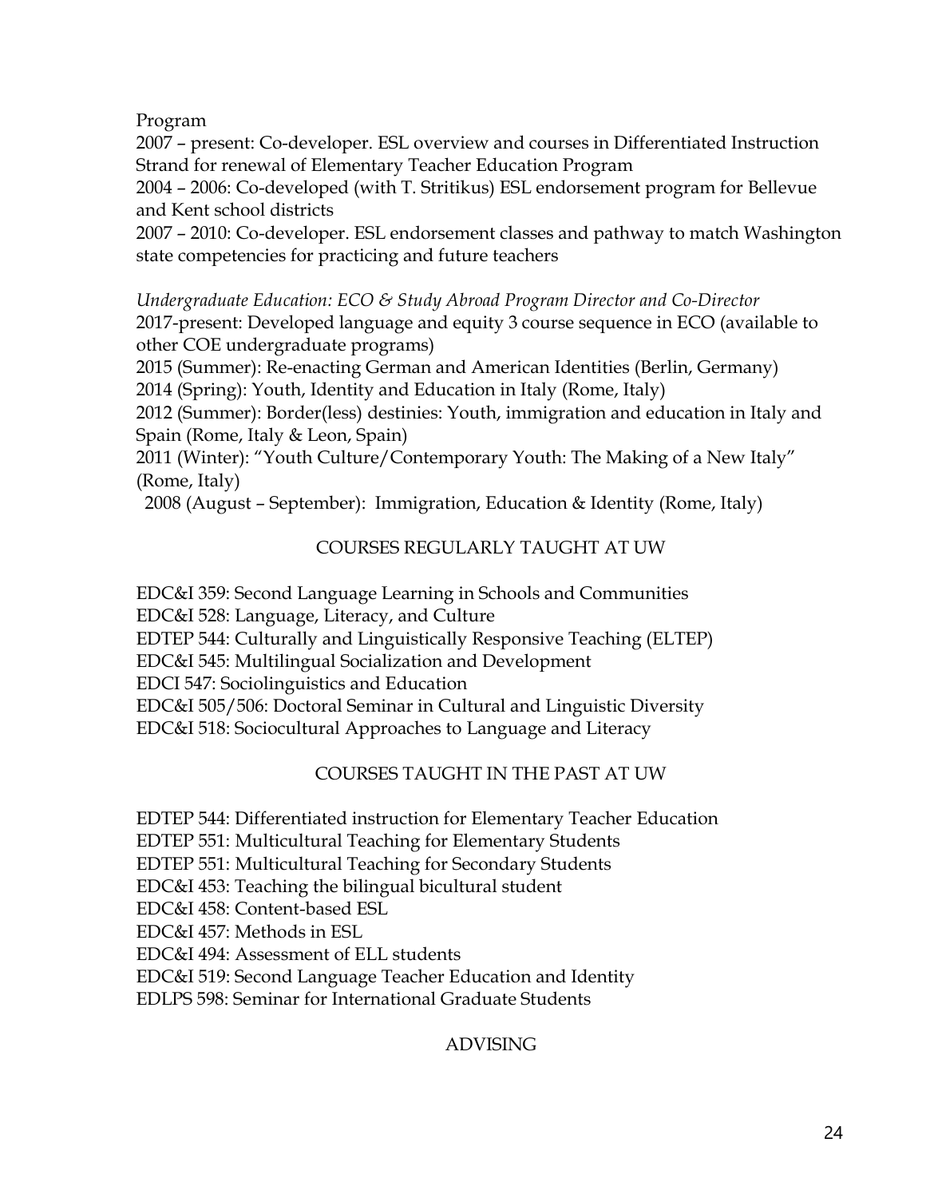Program

2007 – present: Co-developer. ESL overview and courses in Differentiated Instruction Strand for renewal of Elementary Teacher Education Program

2004 – 2006: Co-developed (with T. Stritikus) ESL endorsement program for Bellevue and Kent school districts

2007 – 2010: Co-developer. ESL endorsement classes and pathway to match Washington state competencies for practicing and future teachers

*Undergraduate Education: ECO & Study Abroad Program Director and Co-Director*

2017-present: Developed language and equity 3 course sequence in ECO (available to other COE undergraduate programs)

2015 (Summer): Re-enacting German and American Identities (Berlin, Germany)

2014 (Spring): Youth, Identity and Education in Italy (Rome, Italy)

2012 (Summer): Border(less) destinies: Youth, immigration and education in Italy and Spain (Rome, Italy & Leon, Spain)

2011 (Winter): "Youth Culture/Contemporary Youth: The Making of a New Italy" (Rome, Italy)

2008 (August – September): Immigration, Education & Identity (Rome, Italy)

## COURSES REGULARLY TAUGHT AT UW

EDC&I 359: Second Language Learning in Schools and Communities

EDC&I 528: Language, Literacy, and Culture

EDTEP 544: Culturally and Linguistically Responsive Teaching (ELTEP)

EDC&I 545: Multilingual Socialization and Development

EDCI 547: Sociolinguistics and Education

EDC&I 505/506: Doctoral Seminar in Cultural and Linguistic Diversity

EDC&I 518: Sociocultural Approaches to Language and Literacy

## COURSES TAUGHT IN THE PAST AT UW

EDTEP 544: Differentiated instruction for Elementary Teacher Education

EDTEP 551: Multicultural Teaching for Elementary Students

EDTEP 551: Multicultural Teaching for Secondary Students

EDC&I 453: Teaching the bilingual bicultural student

EDC&I 458: Content-based ESL

EDC&I 457: Methods in ESL

EDC&I 494: Assessment of ELL students

EDC&I 519: Second Language Teacher Education and Identity

EDLPS 598: Seminar for International Graduate Students

## ADVISING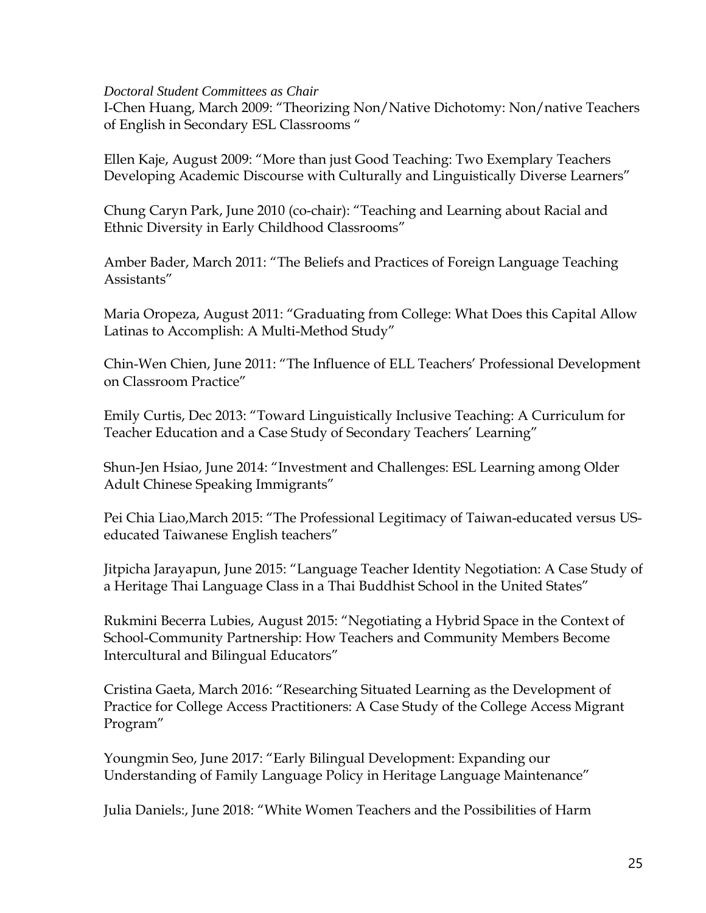*Doctoral Student Committees as Chair*

I-Chen Huang, March 2009: "Theorizing Non/Native Dichotomy: Non/native Teachers of English in Secondary ESL Classrooms "

Ellen Kaje, August 2009: "More than just Good Teaching: Two Exemplary Teachers Developing Academic Discourse with Culturally and Linguistically Diverse Learners"

Chung Caryn Park, June 2010 (co-chair): "Teaching and Learning about Racial and Ethnic Diversity in Early Childhood Classrooms"

Amber Bader, March 2011: "The Beliefs and Practices of Foreign Language Teaching Assistants"

Maria Oropeza, August 2011: "Graduating from College: What Does this Capital Allow Latinas to Accomplish: A Multi-Method Study"

Chin-Wen Chien, June 2011: "The Influence of ELL Teachers' Professional Development on Classroom Practice"

Emily Curtis, Dec 2013: "Toward Linguistically Inclusive Teaching: A Curriculum for Teacher Education and a Case Study of Secondary Teachers' Learning"

Shun-Jen Hsiao, June 2014: "Investment and Challenges: ESL Learning among Older Adult Chinese Speaking Immigrants"

Pei Chia Liao,March 2015: "The Professional Legitimacy of Taiwan-educated versus US-educated Taiwanese English teachers"

Jitpicha Jarayapun, June 2015: "Language Teacher Identity Negotiation: A Case Study of a Heritage Thai Language Class in a Thai Buddhist School in the United States"

Rukmini Becerra Lubies, August 2015: "Negotiating a Hybrid Space in the Context of School-Community Partnership: How Teachers and Community Members Become Intercultural and Bilingual Educators"

Cristina Gaeta, March 2016: "Researching Situated Learning as the Development of Practice for College Access Practitioners: A Case Study of the College Access Migrant Program"

Youngmin Seo, June 2017: "Early Bilingual Development: Expanding our Understanding of Family Language Policy in Heritage Language Maintenance"

Julia Daniels:, June 2018: "White Women Teachers and the Possibilities of Harm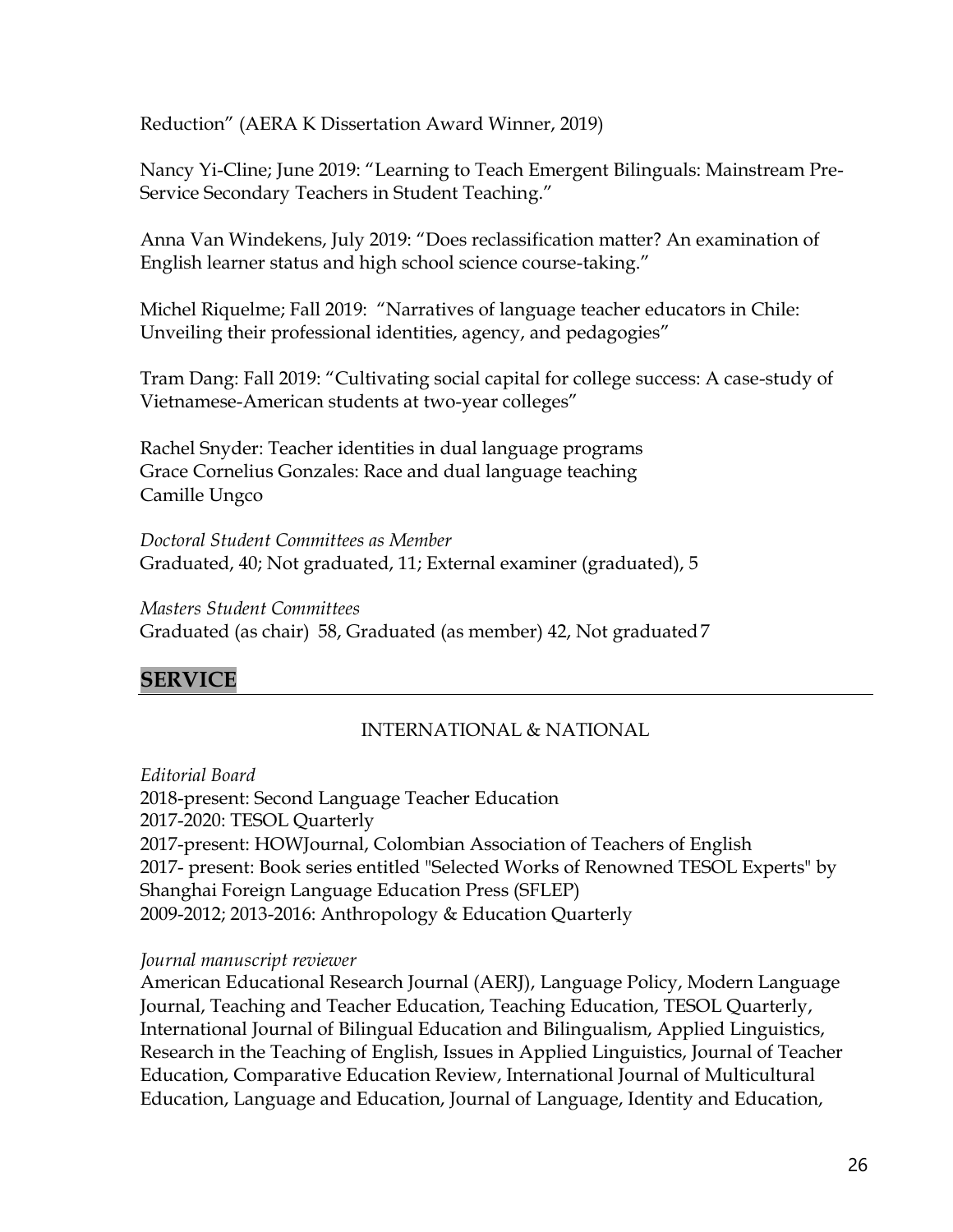Reduction" (AERA K Dissertation Award Winner, 2019)

Nancy Yi-Cline; June 2019: "Learning to Teach Emergent Bilinguals: Mainstream Pre-Service Secondary Teachers in Student Teaching."

Anna Van Windekens, July 2019: "Does reclassification matter? An examination of English learner status and high school science course-taking."

Michel Riquelme; Fall 2019: "Narratives of language teacher educators in Chile: Unveiling their professional identities, agency, and pedagogies"

Tram Dang: Fall 2019: "Cultivating social capital for college success: A case-study of Vietnamese-American students at two-year colleges"

Rachel Snyder: Teacher identities in dual language programs
Grace Cornelius Gonzales: Race and dual language teaching
Camille Ungco

*Doctoral Student Committees as Member*
Graduated, 40; Not graduated, 11; External examiner (graduated), 5

*Masters Student Committees*
Graduated (as chair) 58, Graduated (as member) 42, Not graduated 7

## SERVICE

### INTERNATIONAL & NATIONAL

*Editorial Board*
2018-present: Second Language Teacher Education
2017-2020: TESOL Quarterly
2017-present: HOWJournal, Colombian Association of Teachers of English
2017- present: Book series entitled "Selected Works of Renowned TESOL Experts" by Shanghai Foreign Language Education Press (SFLEP)
2009-2012; 2013-2016: Anthropology & Education Quarterly

*Journal manuscript reviewer*
American Educational Research Journal (AERJ), Language Policy, Modern Language Journal, Teaching and Teacher Education, Teaching Education, TESOL Quarterly, International Journal of Bilingual Education and Bilingualism, Applied Linguistics, Research in the Teaching of English, Issues in Applied Linguistics, Journal of Teacher Education, Comparative Education Review, International Journal of Multicultural Education, Language and Education, Journal of Language, Identity and Education,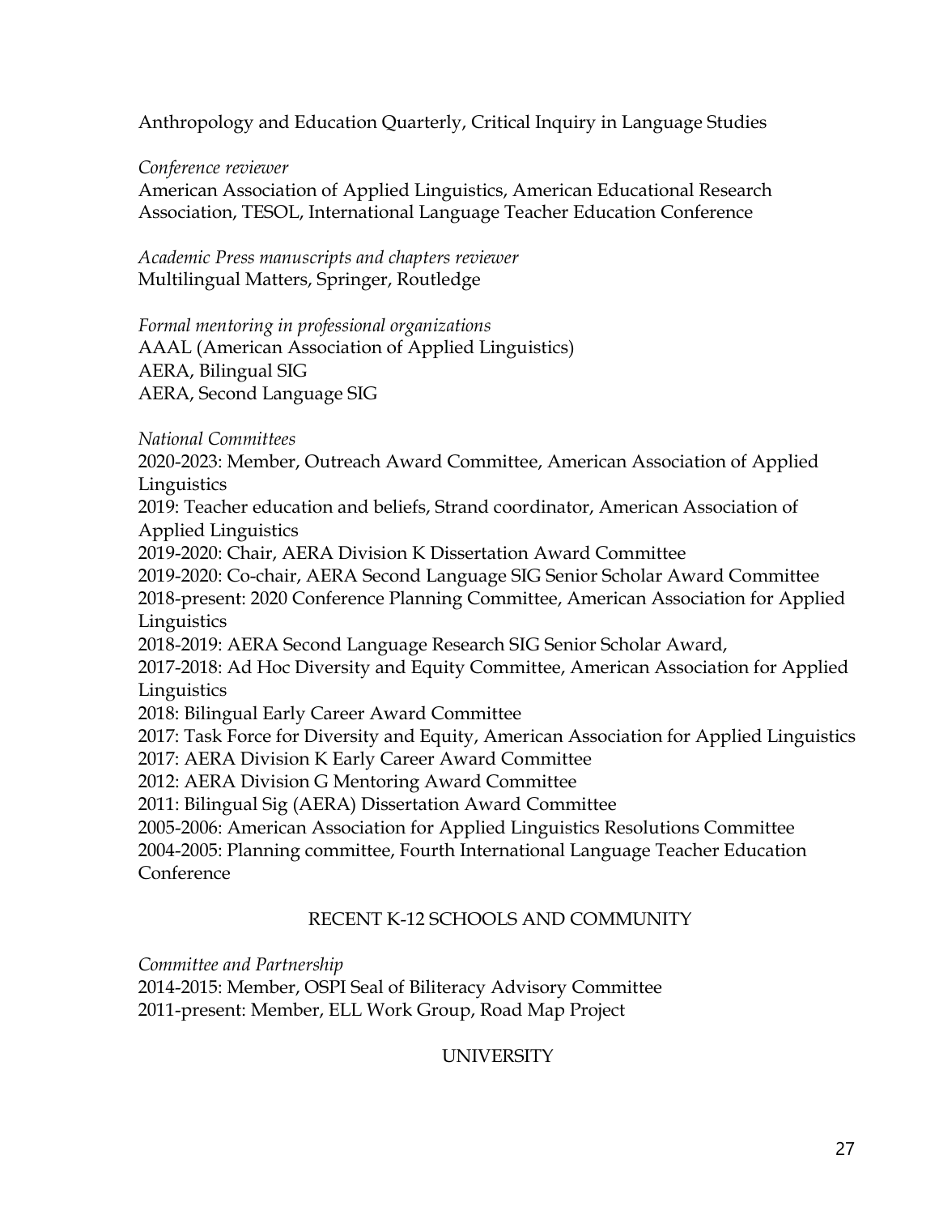Anthropology and Education Quarterly, Critical Inquiry in Language Studies

*Conference reviewer*
American Association of Applied Linguistics, American Educational Research Association, TESOL, International Language Teacher Education Conference

*Academic Press manuscripts and chapters reviewer*
Multilingual Matters, Springer, Routledge

*Formal mentoring in professional organizations*
AAAL (American Association of Applied Linguistics)
AERA, Bilingual SIG
AERA, Second Language SIG

*National Committees*
2020-2023: Member, Outreach Award Committee, American Association of Applied Linguistics
2019: Teacher education and beliefs, Strand coordinator, American Association of Applied Linguistics
2019-2020: Chair, AERA Division K Dissertation Award Committee
2019-2020: Co-chair, AERA Second Language SIG Senior Scholar Award Committee
2018-present: 2020 Conference Planning Committee, American Association for Applied Linguistics
2018-2019: AERA Second Language Research SIG Senior Scholar Award,
2017-2018: Ad Hoc Diversity and Equity Committee, American Association for Applied Linguistics
2018: Bilingual Early Career Award Committee
2017: Task Force for Diversity and Equity, American Association for Applied Linguistics
2017: AERA Division K Early Career Award Committee
2012: AERA Division G Mentoring Award Committee
2011: Bilingual Sig (AERA) Dissertation Award Committee
2005-2006: American Association for Applied Linguistics Resolutions Committee
2004-2005: Planning committee, Fourth International Language Teacher Education Conference

## RECENT K-12 SCHOOLS AND COMMUNITY

*Committee and Partnership*
2014-2015: Member, OSPI Seal of Biliteracy Advisory Committee
2011-present: Member, ELL Work Group, Road Map Project

## UNIVERSITY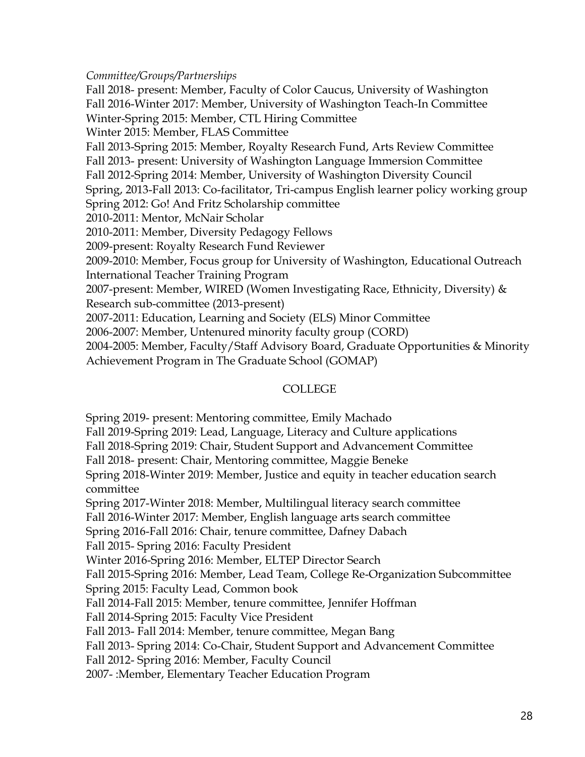*Committee/Groups/Partnerships*

Fall 2018- present: Member, Faculty of Color Caucus, University of Washington
Fall 2016-Winter 2017: Member, University of Washington Teach-In Committee
Winter-Spring 2015: Member, CTL Hiring Committee
Winter 2015: Member, FLAS Committee
Fall 2013-Spring 2015: Member, Royalty Research Fund, Arts Review Committee
Fall 2013- present: University of Washington Language Immersion Committee
Fall 2012-Spring 2014: Member, University of Washington Diversity Council
Spring, 2013-Fall 2013: Co-facilitator, Tri-campus English learner policy working group
Spring 2012: Go! And Fritz Scholarship committee
2010-2011: Mentor, McNair Scholar
2010-2011: Member, Diversity Pedagogy Fellows
2009-present: Royalty Research Fund Reviewer
2009-2010: Member, Focus group for University of Washington, Educational Outreach International Teacher Training Program
2007-present: Member, WIRED (Women Investigating Race, Ethnicity, Diversity) & Research sub-committee (2013-present)
2007-2011: Education, Learning and Society (ELS) Minor Committee
2006-2007: Member, Untenured minority faculty group (CORD)
2004-2005: Member, Faculty/Staff Advisory Board, Graduate Opportunities & Minority Achievement Program in The Graduate School (GOMAP)

## COLLEGE

Spring 2019- present: Mentoring committee, Emily Machado
Fall 2019-Spring 2019: Lead, Language, Literacy and Culture applications
Fall 2018-Spring 2019: Chair, Student Support and Advancement Committee
Fall 2018- present: Chair, Mentoring committee, Maggie Beneke
Spring 2018-Winter 2019: Member, Justice and equity in teacher education search committee
Spring 2017-Winter 2018: Member, Multilingual literacy search committee
Fall 2016-Winter 2017: Member, English language arts search committee
Spring 2016-Fall 2016: Chair, tenure committee, Dafney Dabach
Fall 2015- Spring 2016: Faculty President
Winter 2016-Spring 2016: Member, ELTEP Director Search
Fall 2015-Spring 2016: Member, Lead Team, College Re-Organization Subcommittee
Spring 2015: Faculty Lead, Common book
Fall 2014-Fall 2015: Member, tenure committee, Jennifer Hoffman
Fall 2014-Spring 2015: Faculty Vice President
Fall 2013- Fall 2014: Member, tenure committee, Megan Bang
Fall 2013- Spring 2014: Co-Chair, Student Support and Advancement Committee
Fall 2012- Spring 2016: Member, Faculty Council
2007- :Member, Elementary Teacher Education Program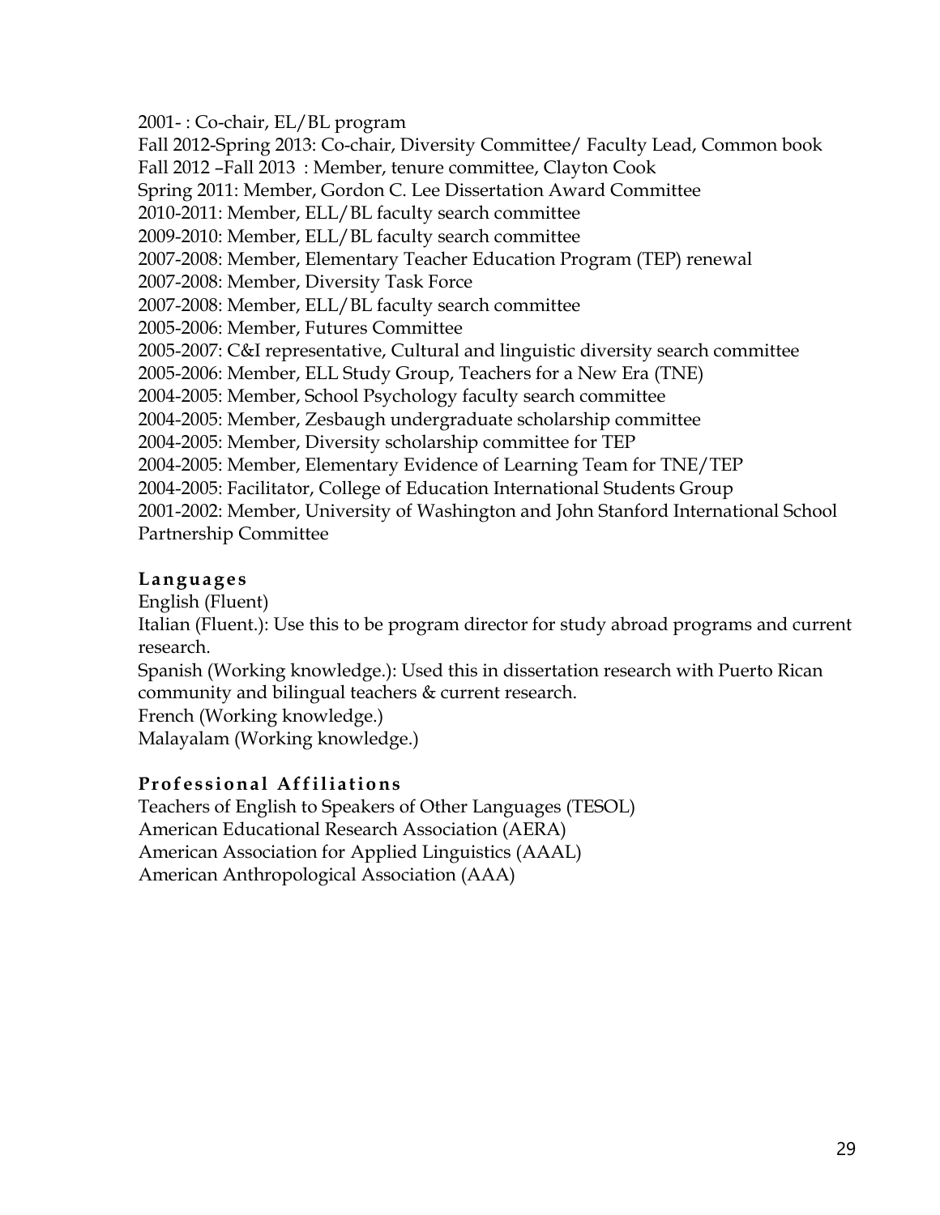2001- : Co-chair, EL/BL program
Fall 2012-Spring 2013: Co-chair, Diversity Committee/ Faculty Lead, Common book
Fall 2012 –Fall 2013 : Member, tenure committee, Clayton Cook
Spring 2011: Member, Gordon C. Lee Dissertation Award Committee
2010-2011: Member, ELL/BL faculty search committee
2009-2010: Member, ELL/BL faculty search committee
2007-2008: Member, Elementary Teacher Education Program (TEP) renewal
2007-2008: Member, Diversity Task Force
2007-2008: Member, ELL/BL faculty search committee
2005-2006: Member, Futures Committee
2005-2007: C&I representative, Cultural and linguistic diversity search committee
2005-2006: Member, ELL Study Group, Teachers for a New Era (TNE)
2004-2005: Member, School Psychology faculty search committee
2004-2005: Member, Zesbaugh undergraduate scholarship committee
2004-2005: Member, Diversity scholarship committee for TEP
2004-2005: Member, Elementary Evidence of Learning Team for TNE/TEP
2004-2005: Facilitator, College of Education International Students Group
2001-2002: Member, University of Washington and John Stanford International School Partnership Committee

### Languages

English (Fluent)
Italian (Fluent.): Use this to be program director for study abroad programs and current research.
Spanish (Working knowledge.): Used this in dissertation research with Puerto Rican community and bilingual teachers & current research.
French (Working knowledge.)
Malayalam (Working knowledge.)

### Professional Affiliations

Teachers of English to Speakers of Other Languages (TESOL)
American Educational Research Association (AERA)
American Association for Applied Linguistics (AAAL)
American Anthropological Association (AAA)